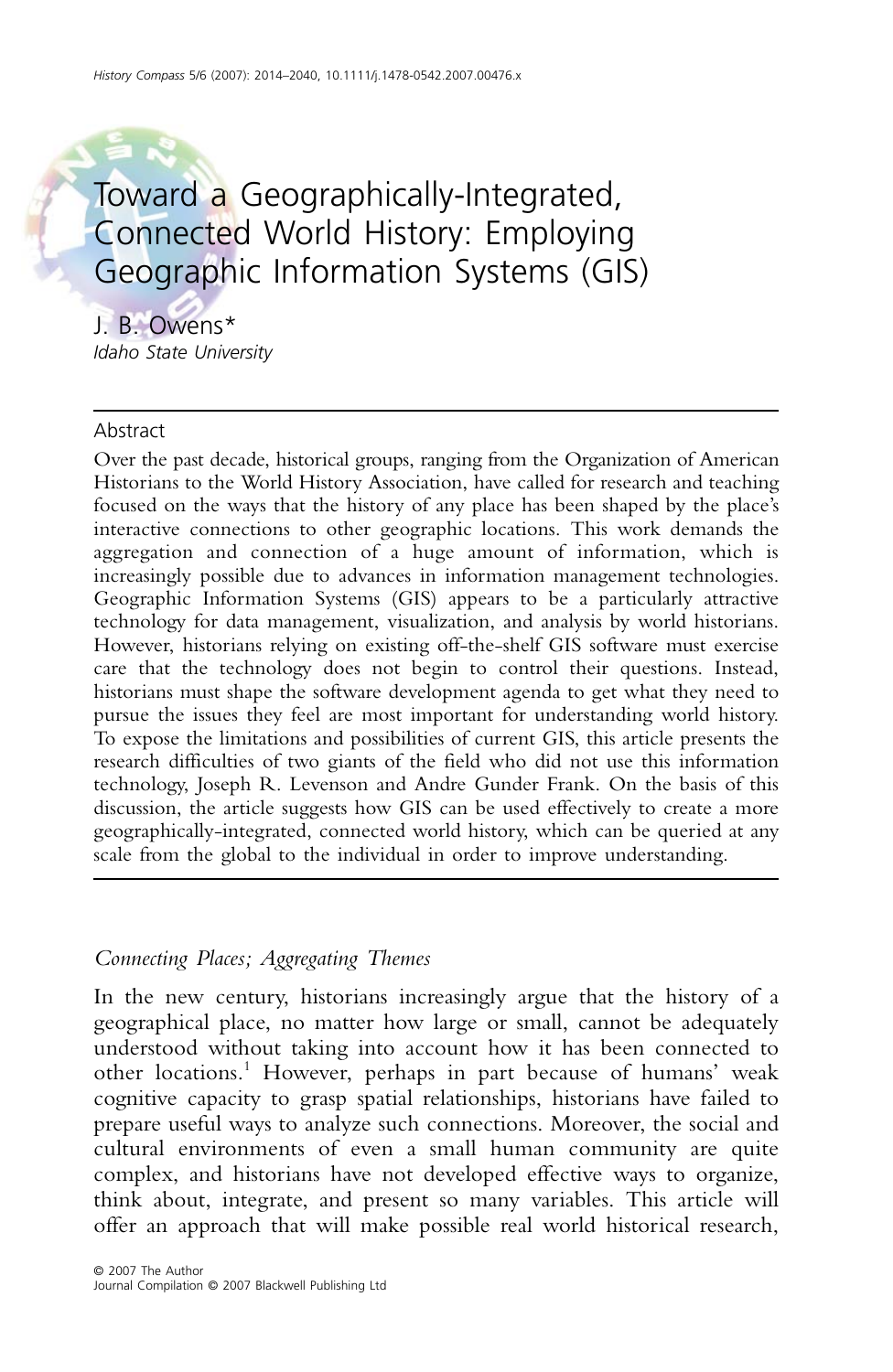# Toward a Geographically-Integrated, Connected World History: Employing Geographic Information Systems (GIS)

J. B. Owens*

*Idaho State University*

## Abstract

Over the past decade, historical groups, ranging from the Organization of American Historians to the World History Association, have called for research and teaching focused on the ways that the history of any place has been shaped by the place's interactive connections to other geographic locations. This work demands the aggregation and connection of a huge amount of information, which is increasingly possible due to advances in information management technologies. Geographic Information Systems (GIS) appears to be a particularly attractive technology for data management, visualization, and analysis by world historians. However, historians relying on existing off-the-shelf GIS software must exercise care that the technology does not begin to control their questions. Instead, historians must shape the software development agenda to get what they need to pursue the issues they feel are most important for understanding world history. To expose the limitations and possibilities of current GIS, this article presents the research difficulties of two giants of the field who did not use this information technology, Joseph R. Levenson and Andre Gunder Frank. On the basis of this discussion, the article suggests how GIS can be used effectively to create a more geographically-integrated, connected world history, which can be queried at any scale from the global to the individual in order to improve understanding.

## *Connecting Places; Aggregating Themes*

In the new century, historians increasingly argue that the history of a geographical place, no matter how large or small, cannot be adequately understood without taking into account how it has been connected to other locations.[1] However, perhaps in part because of humans' weak cognitive capacity to grasp spatial relationships, historians have failed to prepare useful ways to analyze such connections. Moreover, the social and cultural environments of even a small human community are quite complex, and historians have not developed effective ways to organize, think about, integrate, and present so many variables. This article will offer an approach that will make possible real world historical research,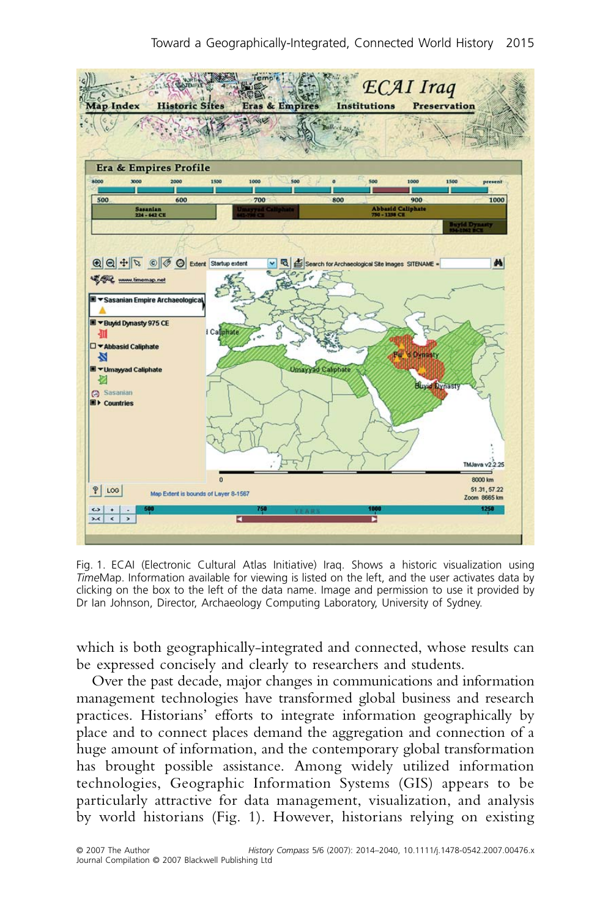Fig. 1. ECAI (Electronic Cultural Atlas Initiative) Iraq. Shows a historic visualization using *Time*Map. Information available for viewing is listed on the left, and the user activates data by clicking on the box to the left of the data name. Image and permission to use it provided by Dr Ian Johnson, Director, Archaeology Computing Laboratory, University of Sydney.

which is both geographically-integrated and connected, whose results can be expressed concisely and clearly to researchers and students.

Over the past decade, major changes in communications and information management technologies have transformed global business and research practices. Historians' efforts to integrate information geographically by place and to connect places demand the aggregation and connection of a huge amount of information, and the contemporary global transformation has brought possible assistance. Among widely utilized information technologies, Geographic Information Systems (GIS) appears to be particularly attractive for data management, visualization, and analysis by world historians (Fig. 1). However, historians relying on existing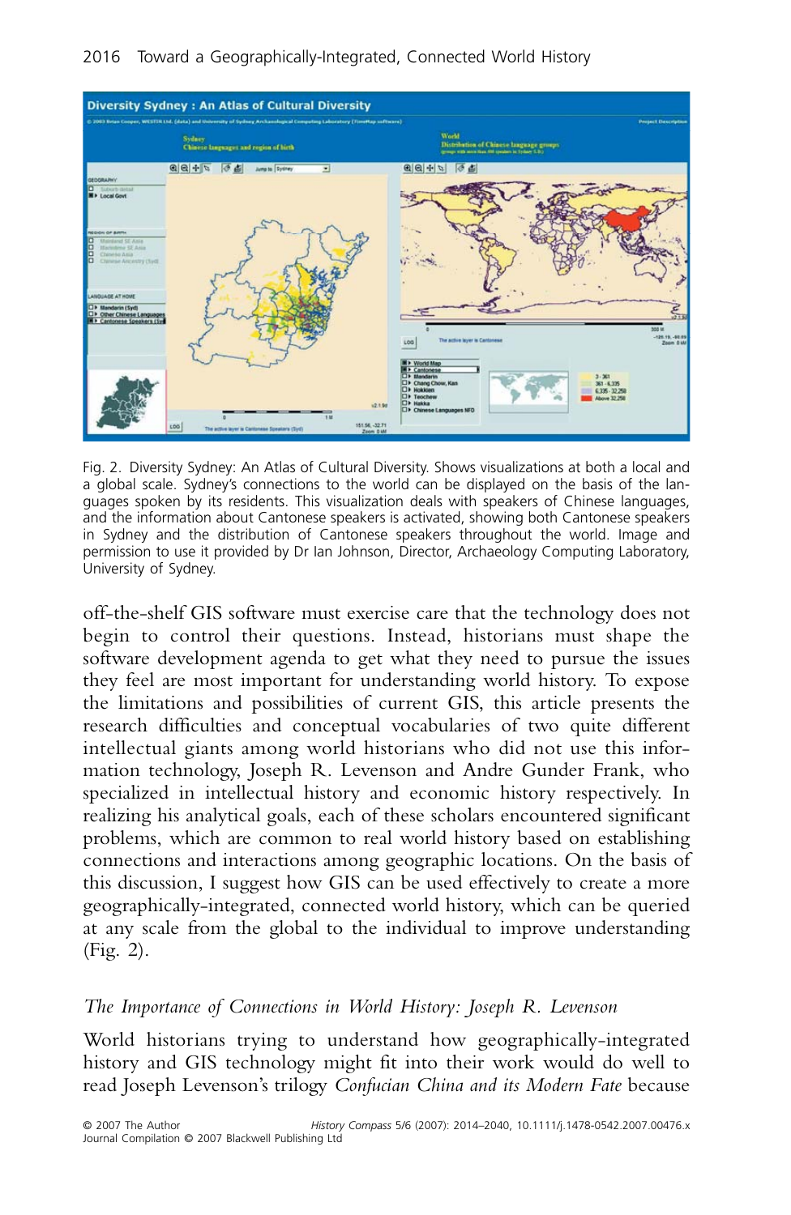Fig. 2. Diversity Sydney: An Atlas of Cultural Diversity. Shows visualizations at both a local and a global scale. Sydney's connections to the world can be displayed on the basis of the languages spoken by its residents. This visualization deals with speakers of Chinese languages, and the information about Cantonese speakers is activated, showing both Cantonese speakers in Sydney and the distribution of Cantonese speakers throughout the world. Image and permission to use it provided by Dr Ian Johnson, Director, Archaeology Computing Laboratory, University of Sydney.

off-the-shelf GIS software must exercise care that the technology does not begin to control their questions. Instead, historians must shape the software development agenda to get what they need to pursue the issues they feel are most important for understanding world history. To expose the limitations and possibilities of current GIS, this article presents the research difficulties and conceptual vocabularies of two quite different intellectual giants among world historians who did not use this information technology, Joseph R. Levenson and Andre Gunder Frank, who specialized in intellectual history and economic history respectively. In realizing his analytical goals, each of these scholars encountered significant problems, which are common to real world history based on establishing connections and interactions among geographic locations. On the basis of this discussion, I suggest how GIS can be used effectively to create a more geographically-integrated, connected world history, which can be queried at any scale from the global to the individual to improve understanding (Fig. 2).

## *The Importance of Connections in World History: Joseph R. Levenson*

World historians trying to understand how geographically-integrated history and GIS technology might fit into their work would do well to read Joseph Levenson's trilogy *Confucian China and its Modern Fate* because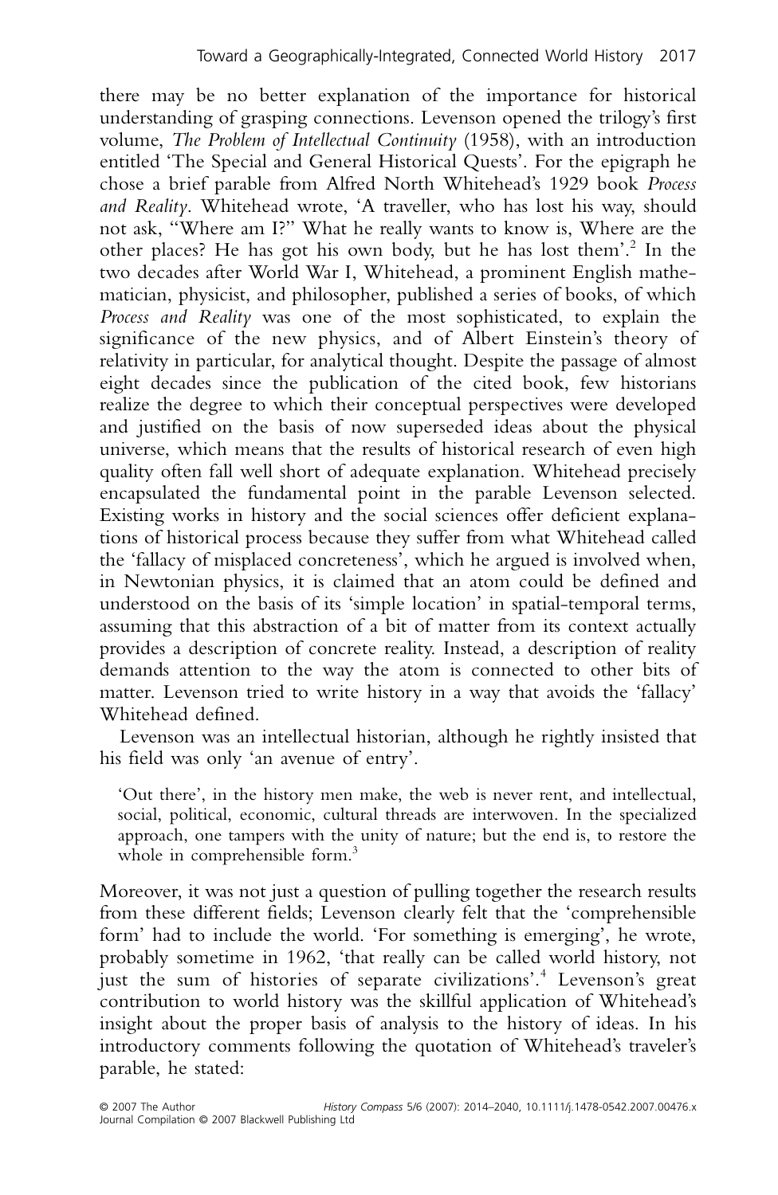there may be no better explanation of the importance for historical understanding of grasping connections. Levenson opened the trilogy's first volume, *The Problem of Intellectual Continuity* (1958), with an introduction entitled 'The Special and General Historical Quests'. For the epigraph he chose a brief parable from Alfred North Whitehead's 1929 book *Process and Reality*. Whitehead wrote, 'A traveller, who has lost his way, should not ask, "Where am I?" What he really wants to know is, Where are the other places? He has got his own body, but he has lost them'.[2] In the two decades after World War I, Whitehead, a prominent English mathematician, physicist, and philosopher, published a series of books, of which *Process and Reality* was one of the most sophisticated, to explain the significance of the new physics, and of Albert Einstein's theory of relativity in particular, for analytical thought. Despite the passage of almost eight decades since the publication of the cited book, few historians realize the degree to which their conceptual perspectives were developed and justified on the basis of now superseded ideas about the physical universe, which means that the results of historical research of even high quality often fall well short of adequate explanation. Whitehead precisely encapsulated the fundamental point in the parable Levenson selected. Existing works in history and the social sciences offer deficient explanations of historical process because they suffer from what Whitehead called the 'fallacy of misplaced concreteness', which he argued is involved when, in Newtonian physics, it is claimed that an atom could be defined and understood on the basis of its 'simple location' in spatial-temporal terms, assuming that this abstraction of a bit of matter from its context actually provides a description of concrete reality. Instead, a description of reality demands attention to the way the atom is connected to other bits of matter. Levenson tried to write history in a way that avoids the 'fallacy' Whitehead defined.

Levenson was an intellectual historian, although he rightly insisted that his field was only 'an avenue of entry'.

> 'Out there', in the history men make, the web is never rent, and intellectual, social, political, economic, cultural threads are interwoven. In the specialized approach, one tampers with the unity of nature; but the end is, to restore the whole in comprehensible form.[3]

Moreover, it was not just a question of pulling together the research results from these different fields; Levenson clearly felt that the 'comprehensible form' had to include the world. 'For something is emerging', he wrote, probably sometime in 1962, 'that really can be called world history, not just the sum of histories of separate civilizations'.[4] Levenson's great contribution to world history was the skillful application of Whitehead's insight about the proper basis of analysis to the history of ideas. In his introductory comments following the quotation of Whitehead's traveler's parable, he stated: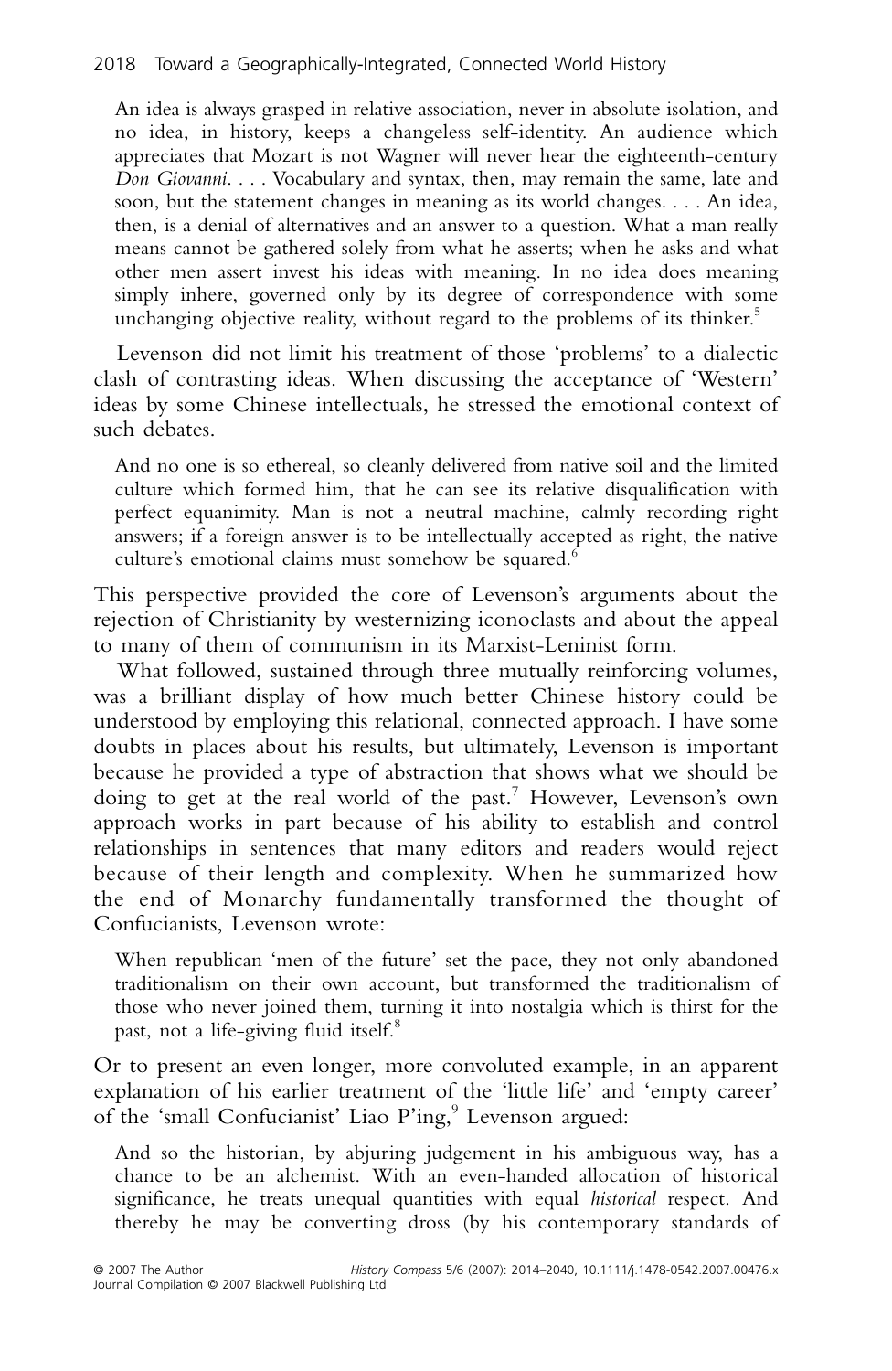> An idea is always grasped in relative association, never in absolute isolation, and no idea, in history, keeps a changeless self-identity. An audience which appreciates that Mozart is not Wagner will never hear the eighteenth-century *Don Giovanni*. . . . Vocabulary and syntax, then, may remain the same, late and soon, but the statement changes in meaning as its world changes. . . . An idea, then, is a denial of alternatives and an answer to a question. What a man really means cannot be gathered solely from what he asserts; when he asks and what other men assert invest his ideas with meaning. In no idea does meaning simply inhere, governed only by its degree of correspondence with some unchanging objective reality, without regard to the problems of its thinker.[5]

Levenson did not limit his treatment of those 'problems' to a dialectic clash of contrasting ideas. When discussing the acceptance of 'Western' ideas by some Chinese intellectuals, he stressed the emotional context of such debates.

> And no one is so ethereal, so cleanly delivered from native soil and the limited culture which formed him, that he can see its relative disqualification with perfect equanimity. Man is not a neutral machine, calmly recording right answers; if a foreign answer is to be intellectually accepted as right, the native culture's emotional claims must somehow be squared.[6]

This perspective provided the core of Levenson's arguments about the rejection of Christianity by westernizing iconoclasts and about the appeal to many of them of communism in its Marxist-Leninist form.

What followed, sustained through three mutually reinforcing volumes, was a brilliant display of how much better Chinese history could be understood by employing this relational, connected approach. I have some doubts in places about his results, but ultimately, Levenson is important because he provided a type of abstraction that shows what we should be doing to get at the real world of the past.[7] However, Levenson's own approach works in part because of his ability to establish and control relationships in sentences that many editors and readers would reject because of their length and complexity. When he summarized how the end of Monarchy fundamentally transformed the thought of Confucianists, Levenson wrote:

> When republican 'men of the future' set the pace, they not only abandoned traditionalism on their own account, but transformed the traditionalism of those who never joined them, turning it into nostalgia which is thirst for the past, not a life-giving fluid itself.[8]

Or to present an even longer, more convoluted example, in an apparent explanation of his earlier treatment of the 'little life' and 'empty career' of the 'small Confucianist' Liao P'ing,[9] Levenson argued:

> And so the historian, by abjuring judgement in his ambiguous way, has a chance to be an alchemist. With an even-handed allocation of historical significance, he treats unequal quantities with equal *historical* respect. And thereby he may be converting dross (by his contemporary standards of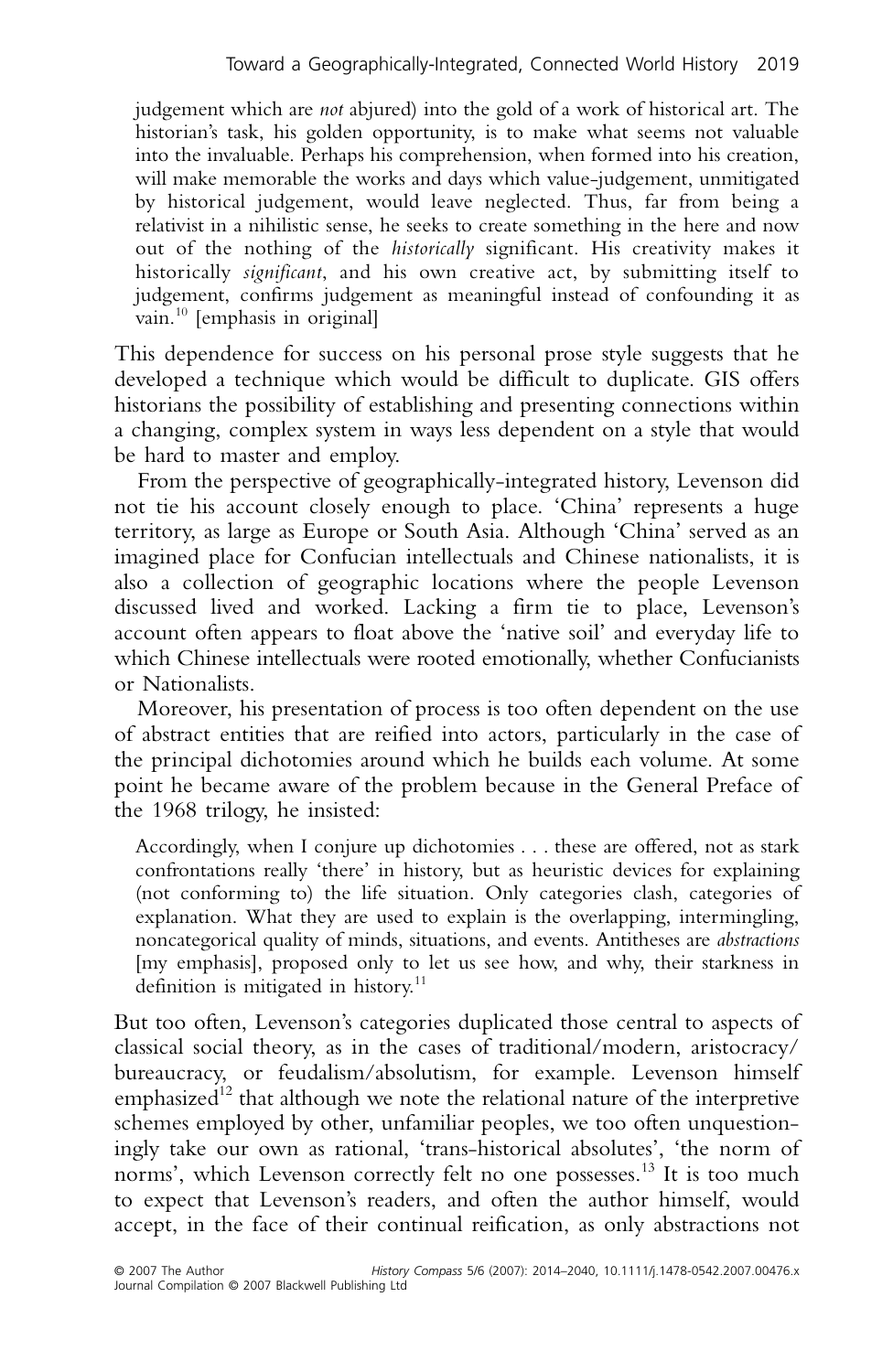> judgement which are *not* abjured) into the gold of a work of historical art. The historian's task, his golden opportunity, is to make what seems not valuable into the invaluable. Perhaps his comprehension, when formed into his creation, will make memorable the works and days which value-judgement, unmitigated by historical judgement, would leave neglected. Thus, far from being a relativist in a nihilistic sense, he seeks to create something in the here and now out of the nothing of the *historically* significant. His creativity makes it historically *significant*, and his own creative act, by submitting itself to judgement, confirms judgement as meaningful instead of confounding it as vain.[10] [emphasis in original]

This dependence for success on his personal prose style suggests that he developed a technique which would be difficult to duplicate. GIS offers historians the possibility of establishing and presenting connections within a changing, complex system in ways less dependent on a style that would be hard to master and employ.

From the perspective of geographically-integrated history, Levenson did not tie his account closely enough to place. 'China' represents a huge territory, as large as Europe or South Asia. Although 'China' served as an imagined place for Confucian intellectuals and Chinese nationalists, it is also a collection of geographic locations where the people Levenson discussed lived and worked. Lacking a firm tie to place, Levenson's account often appears to float above the 'native soil' and everyday life to which Chinese intellectuals were rooted emotionally, whether Confucianists or Nationalists.

Moreover, his presentation of process is too often dependent on the use of abstract entities that are reified into actors, particularly in the case of the principal dichotomies around which he builds each volume. At some point he became aware of the problem because in the General Preface of the 1968 trilogy, he insisted:

> Accordingly, when I conjure up dichotomies . . . these are offered, not as stark confrontations really 'there' in history, but as heuristic devices for explaining (not conforming to) the life situation. Only categories clash, categories of explanation. What they are used to explain is the overlapping, intermingling, noncategorical quality of minds, situations, and events. Antitheses are *abstractions* [my emphasis], proposed only to let us see how, and why, their starkness in definition is mitigated in history.[11]

But too often, Levenson's categories duplicated those central to aspects of classical social theory, as in the cases of traditional/modern, aristocracy/bureaucracy, or feudalism/absolutism, for example. Levenson himself emphasized[12] that although we note the relational nature of the interpretive schemes employed by other, unfamiliar peoples, we too often unquestioningly take our own as rational, 'trans-historical absolutes', 'the norm of norms', which Levenson correctly felt no one possesses.[13] It is too much to expect that Levenson's readers, and often the author himself, would accept, in the face of their continual reification, as only abstractions not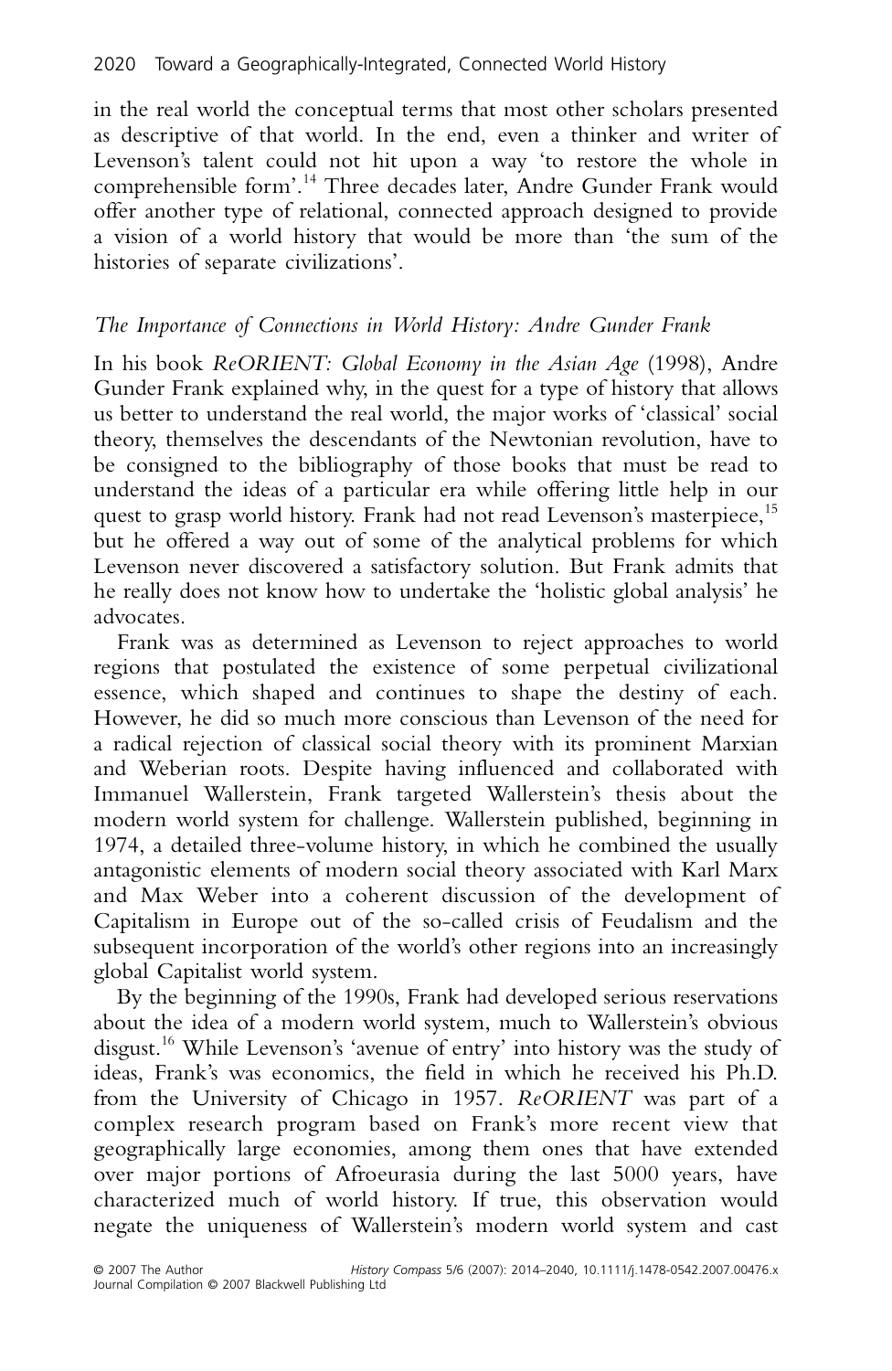in the real world the conceptual terms that most other scholars presented as descriptive of that world. In the end, even a thinker and writer of Levenson's talent could not hit upon a way 'to restore the whole in comprehensible form'.[14] Three decades later, Andre Gunder Frank would offer another type of relational, connected approach designed to provide a vision of a world history that would be more than 'the sum of the histories of separate civilizations'.

### *The Importance of Connections in World History: Andre Gunder Frank*

In his book *ReORIENT: Global Economy in the Asian Age* (1998), Andre Gunder Frank explained why, in the quest for a type of history that allows us better to understand the real world, the major works of 'classical' social theory, themselves the descendants of the Newtonian revolution, have to be consigned to the bibliography of those books that must be read to understand the ideas of a particular era while offering little help in our quest to grasp world history. Frank had not read Levenson's masterpiece,[15] but he offered a way out of some of the analytical problems for which Levenson never discovered a satisfactory solution. But Frank admits that he really does not know how to undertake the 'holistic global analysis' he advocates.

Frank was as determined as Levenson to reject approaches to world regions that postulated the existence of some perpetual civilizational essence, which shaped and continues to shape the destiny of each. However, he did so much more conscious than Levenson of the need for a radical rejection of classical social theory with its prominent Marxian and Weberian roots. Despite having influenced and collaborated with Immanuel Wallerstein, Frank targeted Wallerstein's thesis about the modern world system for challenge. Wallerstein published, beginning in 1974, a detailed three-volume history, in which he combined the usually antagonistic elements of modern social theory associated with Karl Marx and Max Weber into a coherent discussion of the development of Capitalism in Europe out of the so-called crisis of Feudalism and the subsequent incorporation of the world's other regions into an increasingly global Capitalist world system.

By the beginning of the 1990s, Frank had developed serious reservations about the idea of a modern world system, much to Wallerstein's obvious disgust.[16] While Levenson's 'avenue of entry' into history was the study of ideas, Frank's was economics, the field in which he received his Ph.D. from the University of Chicago in 1957. *ReORIENT* was part of a complex research program based on Frank's more recent view that geographically large economies, among them ones that have extended over major portions of Afroeurasia during the last 5000 years, have characterized much of world history. If true, this observation would negate the uniqueness of Wallerstein's modern world system and cast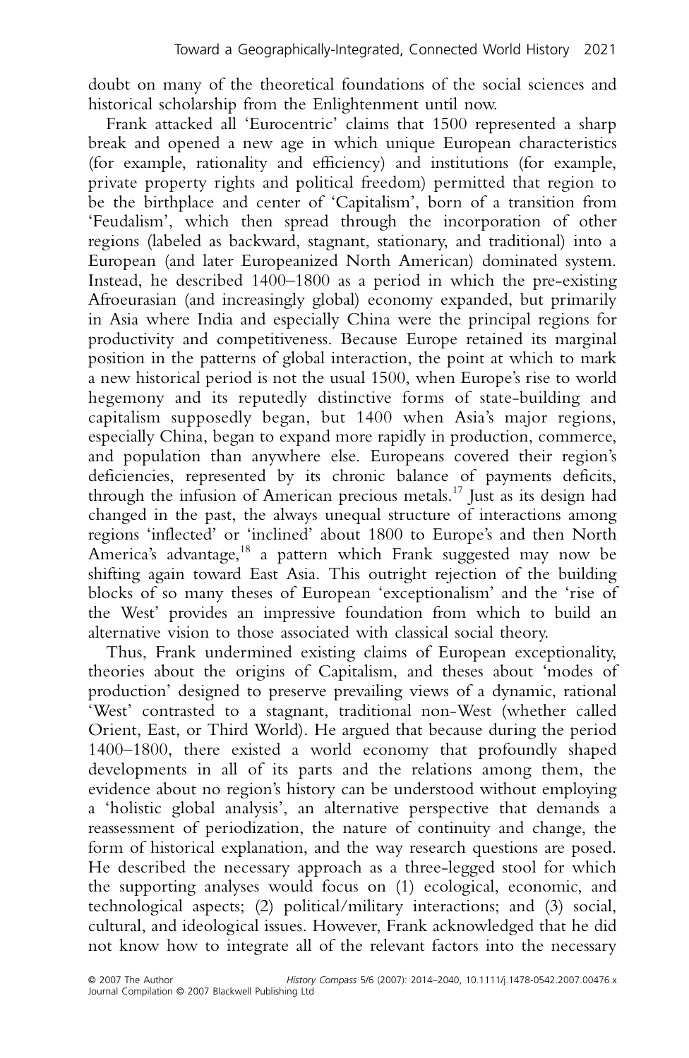doubt on many of the theoretical foundations of the social sciences and historical scholarship from the Enlightenment until now.

Frank attacked all 'Eurocentric' claims that 1500 represented a sharp break and opened a new age in which unique European characteristics (for example, rationality and efficiency) and institutions (for example, private property rights and political freedom) permitted that region to be the birthplace and center of 'Capitalism', born of a transition from 'Feudalism', which then spread through the incorporation of other regions (labeled as backward, stagnant, stationary, and traditional) into a European (and later Europeanized North American) dominated system. Instead, he described 1400–1800 as a period in which the pre-existing Afroeurasian (and increasingly global) economy expanded, but primarily in Asia where India and especially China were the principal regions for productivity and competitiveness. Because Europe retained its marginal position in the patterns of global interaction, the point at which to mark a new historical period is not the usual 1500, when Europe's rise to world hegemony and its reputedly distinctive forms of state-building and capitalism supposedly began, but 1400 when Asia's major regions, especially China, began to expand more rapidly in production, commerce, and population than anywhere else. Europeans covered their region's deficiencies, represented by its chronic balance of payments deficits, through the infusion of American precious metals.[17] Just as its design had changed in the past, the always unequal structure of interactions among regions 'inflected' or 'inclined' about 1800 to Europe's and then North America's advantage,[18] a pattern which Frank suggested may now be shifting again toward East Asia. This outright rejection of the building blocks of so many theses of European 'exceptionalism' and the 'rise of the West' provides an impressive foundation from which to build an alternative vision to those associated with classical social theory.

Thus, Frank undermined existing claims of European exceptionality, theories about the origins of Capitalism, and theses about 'modes of production' designed to preserve prevailing views of a dynamic, rational 'West' contrasted to a stagnant, traditional non-West (whether called Orient, East, or Third World). He argued that because during the period 1400–1800, there existed a world economy that profoundly shaped developments in all of its parts and the relations among them, the evidence about no region's history can be understood without employing a 'holistic global analysis', an alternative perspective that demands a reassessment of periodization, the nature of continuity and change, the form of historical explanation, and the way research questions are posed. He described the necessary approach as a three-legged stool for which the supporting analyses would focus on (1) ecological, economic, and technological aspects; (2) political/military interactions; and (3) social, cultural, and ideological issues. However, Frank acknowledged that he did not know how to integrate all of the relevant factors into the necessary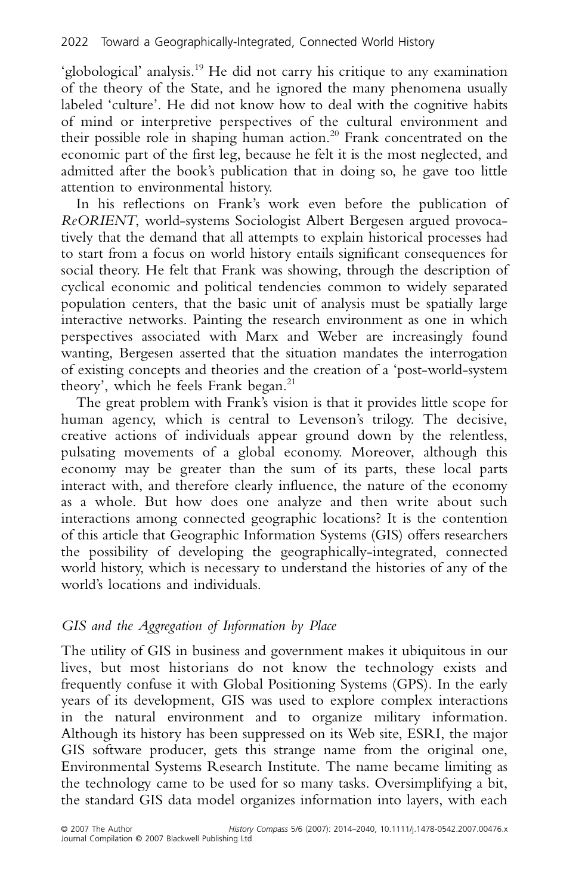'globological' analysis.[19] He did not carry his critique to any examination of the theory of the State, and he ignored the many phenomena usually labeled 'culture'. He did not know how to deal with the cognitive habits of mind or interpretive perspectives of the cultural environment and their possible role in shaping human action.[20] Frank concentrated on the economic part of the first leg, because he felt it is the most neglected, and admitted after the book's publication that in doing so, he gave too little attention to environmental history.

In his reflections on Frank's work even before the publication of *ReORIENT*, world-systems Sociologist Albert Bergesen argued provocatively that the demand that all attempts to explain historical processes had to start from a focus on world history entails significant consequences for social theory. He felt that Frank was showing, through the description of cyclical economic and political tendencies common to widely separated population centers, that the basic unit of analysis must be spatially large interactive networks. Painting the research environment as one in which perspectives associated with Marx and Weber are increasingly found wanting, Bergesen asserted that the situation mandates the interrogation of existing concepts and theories and the creation of a 'post-world-system theory', which he feels Frank began.[21]

The great problem with Frank's vision is that it provides little scope for human agency, which is central to Levenson's trilogy. The decisive, creative actions of individuals appear ground down by the relentless, pulsating movements of a global economy. Moreover, although this economy may be greater than the sum of its parts, these local parts interact with, and therefore clearly influence, the nature of the economy as a whole. But how does one analyze and then write about such interactions among connected geographic locations? It is the contention of this article that Geographic Information Systems (GIS) offers researchers the possibility of developing the geographically-integrated, connected world history, which is necessary to understand the histories of any of the world's locations and individuals.

## *GIS and the Aggregation of Information by Place*

The utility of GIS in business and government makes it ubiquitous in our lives, but most historians do not know the technology exists and frequently confuse it with Global Positioning Systems (GPS). In the early years of its development, GIS was used to explore complex interactions in the natural environment and to organize military information. Although its history has been suppressed on its Web site, ESRI, the major GIS software producer, gets this strange name from the original one, Environmental Systems Research Institute. The name became limiting as the technology came to be used for so many tasks. Oversimplifying a bit, the standard GIS data model organizes information into layers, with each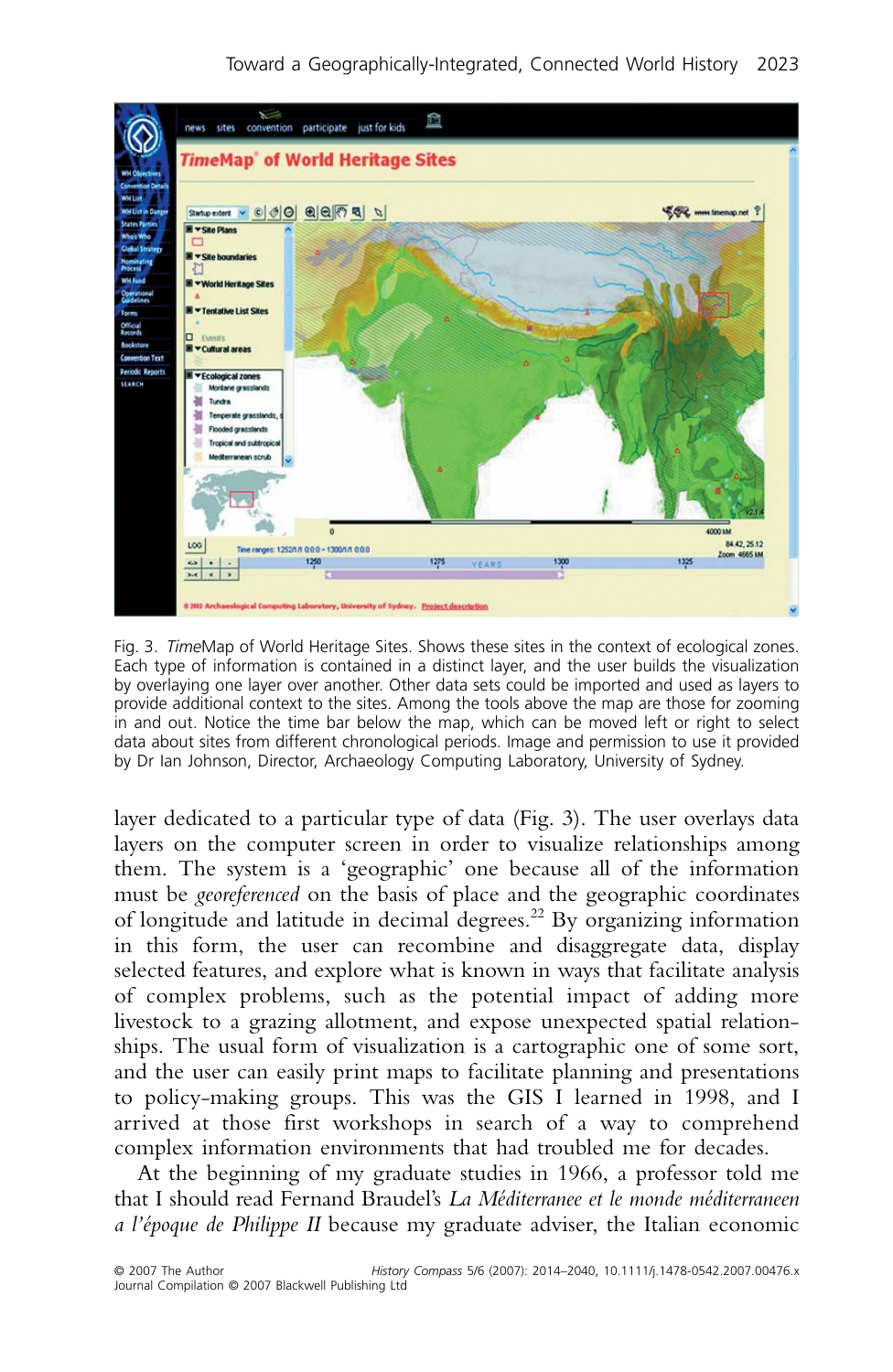Fig. 3. *Time*Map of World Heritage Sites. Shows these sites in the context of ecological zones. Each type of information is contained in a distinct layer, and the user builds the visualization by overlaying one layer over another. Other data sets could be imported and used as layers to provide additional context to the sites. Among the tools above the map are those for zooming in and out. Notice the time bar below the map, which can be moved left or right to select data about sites from different chronological periods. Image and permission to use it provided by Dr Ian Johnson, Director, Archaeology Computing Laboratory, University of Sydney.

layer dedicated to a particular type of data (Fig. 3). The user overlays data layers on the computer screen in order to visualize relationships among them. The system is a 'geographic' one because all of the information must be *georeferenced* on the basis of place and the geographic coordinates of longitude and latitude in decimal degrees.[22] By organizing information in this form, the user can recombine and disaggregate data, display selected features, and explore what is known in ways that facilitate analysis of complex problems, such as the potential impact of adding more livestock to a grazing allotment, and expose unexpected spatial relationships. The usual form of visualization is a cartographic one of some sort, and the user can easily print maps to facilitate planning and presentations to policy-making groups. This was the GIS I learned in 1998, and I arrived at those first workshops in search of a way to comprehend complex information environments that had troubled me for decades.

At the beginning of my graduate studies in 1966, a professor told me that I should read Fernand Braudel's *La Méditerranee et le monde méditerraneen a l'époque de Philippe II* because my graduate adviser, the Italian economic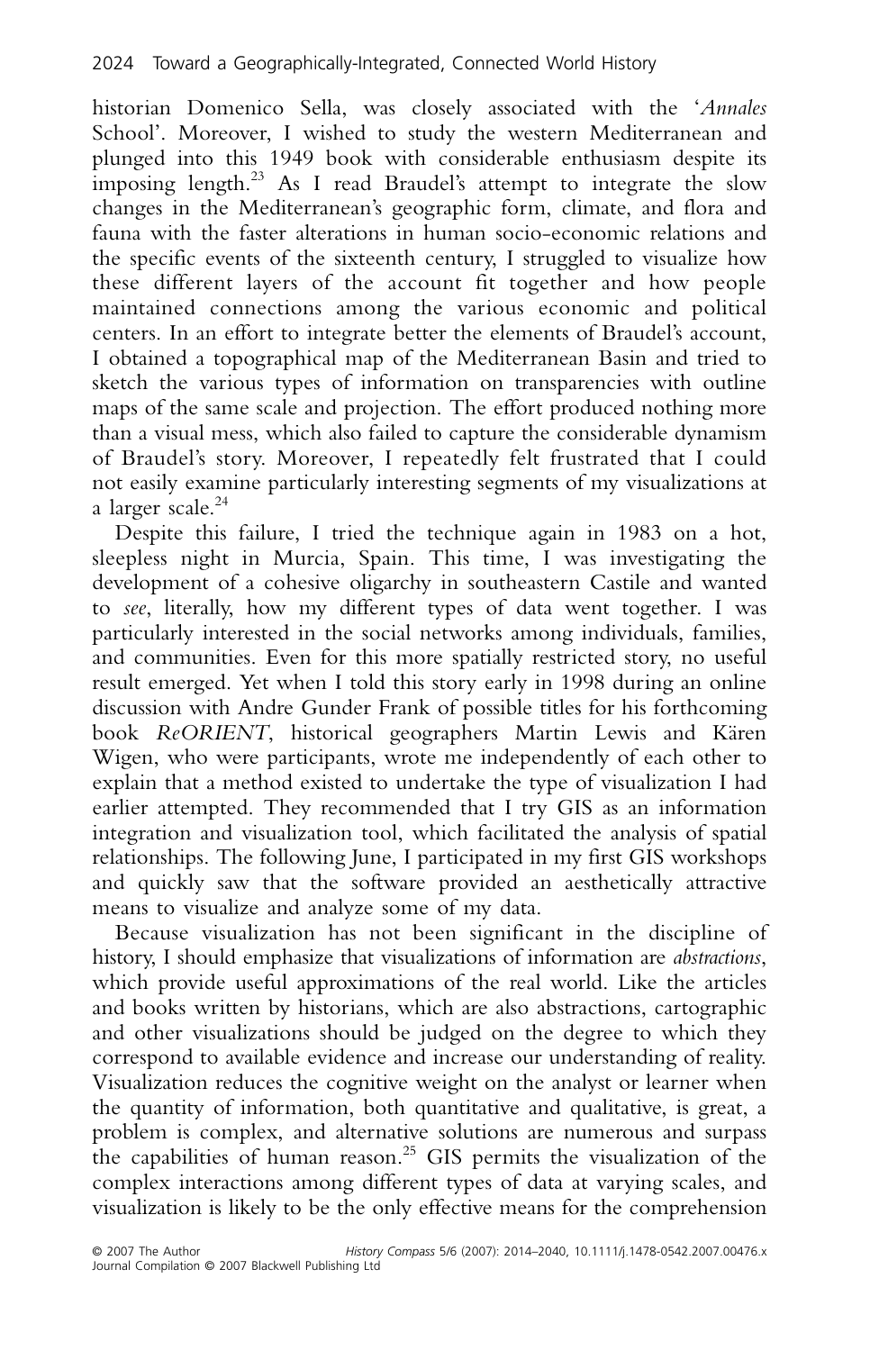historian Domenico Sella, was closely associated with the '*Annales* School'. Moreover, I wished to study the western Mediterranean and plunged into this 1949 book with considerable enthusiasm despite its imposing length.[23] As I read Braudel's attempt to integrate the slow changes in the Mediterranean's geographic form, climate, and flora and fauna with the faster alterations in human socio-economic relations and the specific events of the sixteenth century, I struggled to visualize how these different layers of the account fit together and how people maintained connections among the various economic and political centers. In an effort to integrate better the elements of Braudel's account, I obtained a topographical map of the Mediterranean Basin and tried to sketch the various types of information on transparencies with outline maps of the same scale and projection. The effort produced nothing more than a visual mess, which also failed to capture the considerable dynamism of Braudel's story. Moreover, I repeatedly felt frustrated that I could not easily examine particularly interesting segments of my visualizations at a larger scale.[24]

Despite this failure, I tried the technique again in 1983 on a hot, sleepless night in Murcia, Spain. This time, I was investigating the development of a cohesive oligarchy in southeastern Castile and wanted to *see*, literally, how my different types of data went together. I was particularly interested in the social networks among individuals, families, and communities. Even for this more spatially restricted story, no useful result emerged. Yet when I told this story early in 1998 during an online discussion with Andre Gunder Frank of possible titles for his forthcoming book *ReORIENT*, historical geographers Martin Lewis and Kären Wigen, who were participants, wrote me independently of each other to explain that a method existed to undertake the type of visualization I had earlier attempted. They recommended that I try GIS as an information integration and visualization tool, which facilitated the analysis of spatial relationships. The following June, I participated in my first GIS workshops and quickly saw that the software provided an aesthetically attractive means to visualize and analyze some of my data.

Because visualization has not been significant in the discipline of history, I should emphasize that visualizations of information are *abstractions*, which provide useful approximations of the real world. Like the articles and books written by historians, which are also abstractions, cartographic and other visualizations should be judged on the degree to which they correspond to available evidence and increase our understanding of reality. Visualization reduces the cognitive weight on the analyst or learner when the quantity of information, both quantitative and qualitative, is great, a problem is complex, and alternative solutions are numerous and surpass the capabilities of human reason.[25] GIS permits the visualization of the complex interactions among different types of data at varying scales, and visualization is likely to be the only effective means for the comprehension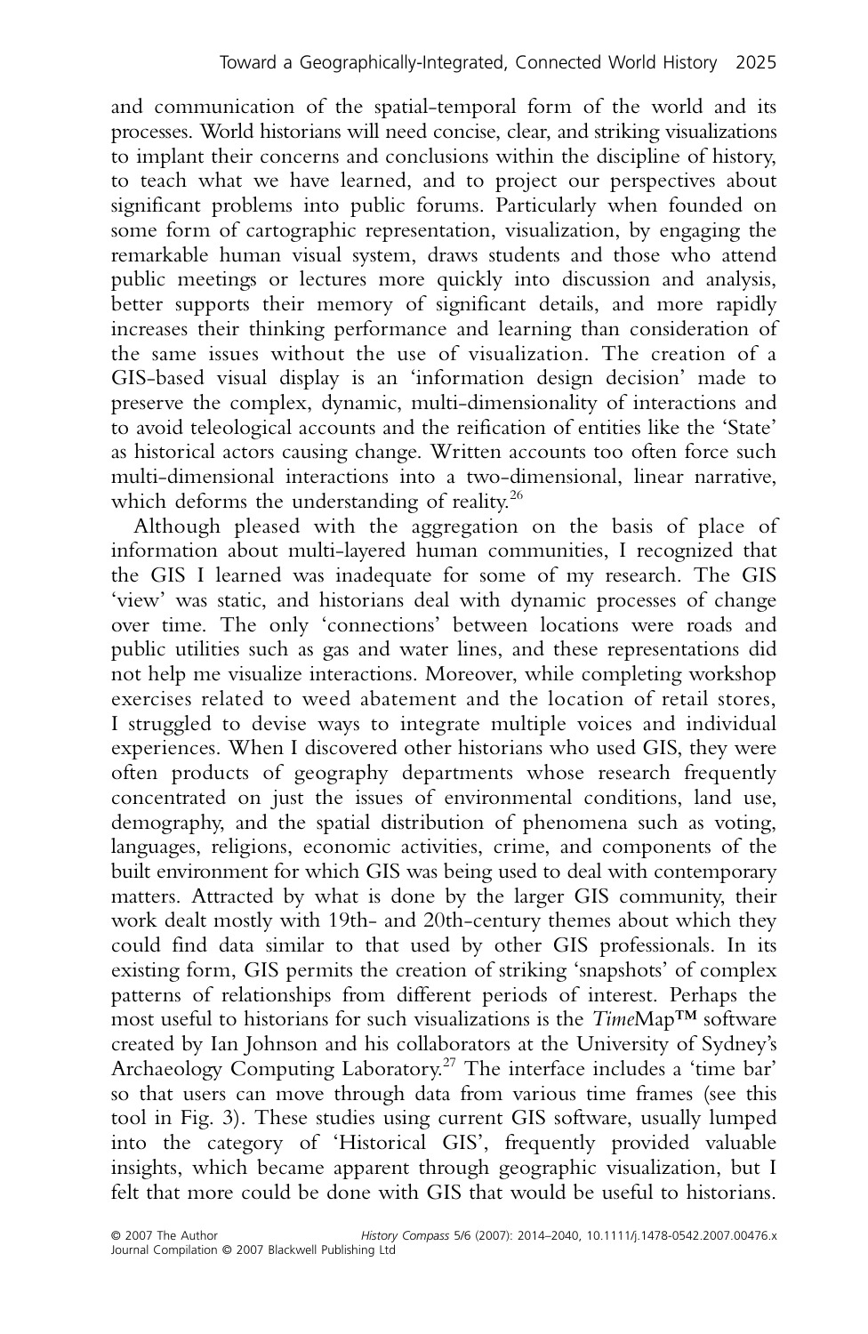and communication of the spatial-temporal form of the world and its processes. World historians will need concise, clear, and striking visualizations to implant their concerns and conclusions within the discipline of history, to teach what we have learned, and to project our perspectives about significant problems into public forums. Particularly when founded on some form of cartographic representation, visualization, by engaging the remarkable human visual system, draws students and those who attend public meetings or lectures more quickly into discussion and analysis, better supports their memory of significant details, and more rapidly increases their thinking performance and learning than consideration of the same issues without the use of visualization. The creation of a GIS-based visual display is an 'information design decision' made to preserve the complex, dynamic, multi-dimensionality of interactions and to avoid teleological accounts and the reification of entities like the 'State' as historical actors causing change. Written accounts too often force such multi-dimensional interactions into a two-dimensional, linear narrative, which deforms the understanding of reality.[26]

Although pleased with the aggregation on the basis of place of information about multi-layered human communities, I recognized that the GIS I learned was inadequate for some of my research. The GIS 'view' was static, and historians deal with dynamic processes of change over time. The only 'connections' between locations were roads and public utilities such as gas and water lines, and these representations did not help me visualize interactions. Moreover, while completing workshop exercises related to weed abatement and the location of retail stores, I struggled to devise ways to integrate multiple voices and individual experiences. When I discovered other historians who used GIS, they were often products of geography departments whose research frequently concentrated on just the issues of environmental conditions, land use, demography, and the spatial distribution of phenomena such as voting, languages, religions, economic activities, crime, and components of the built environment for which GIS was being used to deal with contemporary matters. Attracted by what is done by the larger GIS community, their work dealt mostly with 19th- and 20th-century themes about which they could find data similar to that used by other GIS professionals. In its existing form, GIS permits the creation of striking 'snapshots' of complex patterns of relationships from different periods of interest. Perhaps the most useful to historians for such visualizations is the *Time*Map™ software created by Ian Johnson and his collaborators at the University of Sydney's Archaeology Computing Laboratory.[27] The interface includes a 'time bar' so that users can move through data from various time frames (see this tool in Fig. 3). These studies using current GIS software, usually lumped into the category of 'Historical GIS', frequently provided valuable insights, which became apparent through geographic visualization, but I felt that more could be done with GIS that would be useful to historians.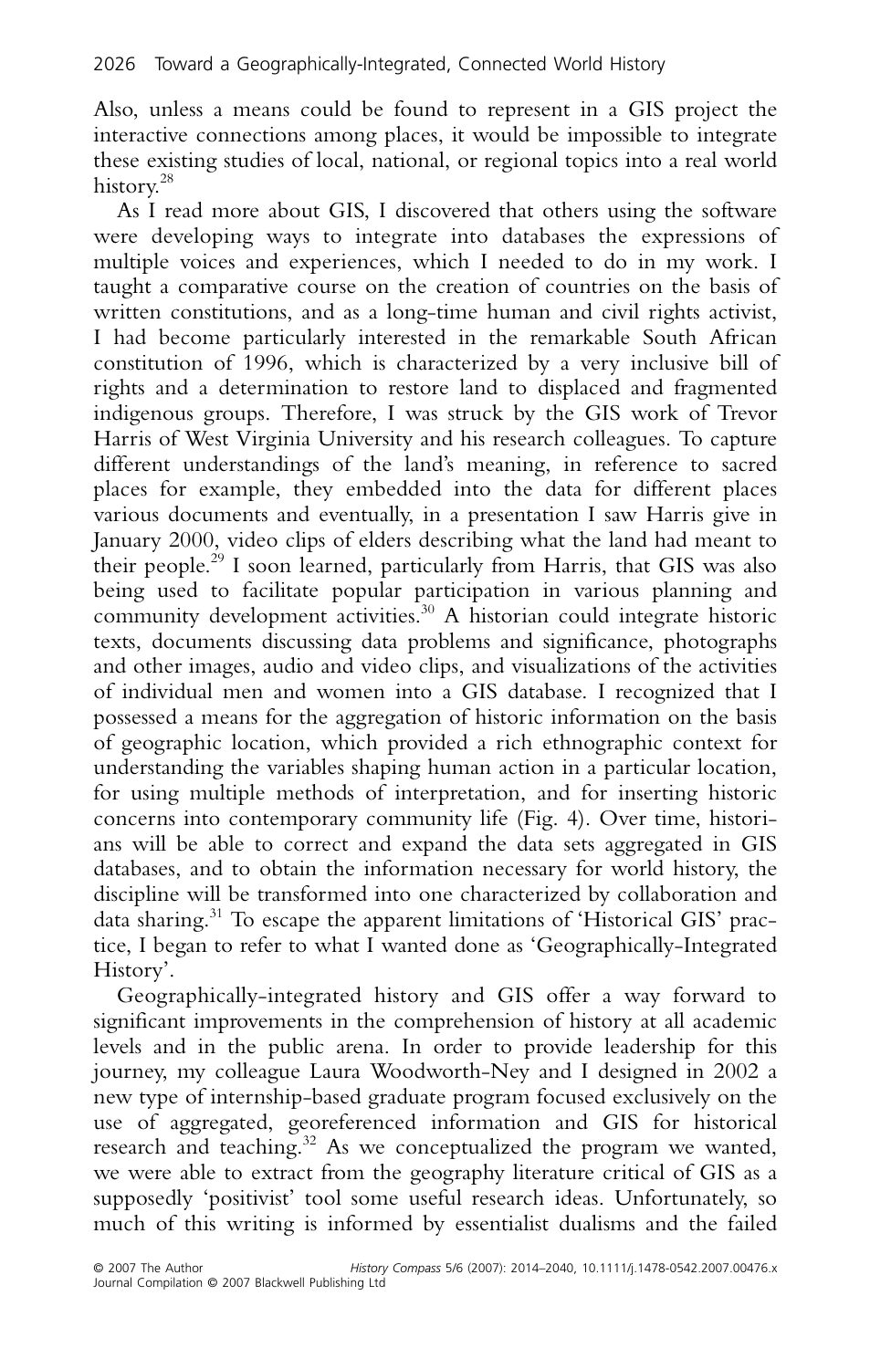Also, unless a means could be found to represent in a GIS project the interactive connections among places, it would be impossible to integrate these existing studies of local, national, or regional topics into a real world history.[28]

As I read more about GIS, I discovered that others using the software were developing ways to integrate into databases the expressions of multiple voices and experiences, which I needed to do in my work. I taught a comparative course on the creation of countries on the basis of written constitutions, and as a long-time human and civil rights activist, I had become particularly interested in the remarkable South African constitution of 1996, which is characterized by a very inclusive bill of rights and a determination to restore land to displaced and fragmented indigenous groups. Therefore, I was struck by the GIS work of Trevor Harris of West Virginia University and his research colleagues. To capture different understandings of the land's meaning, in reference to sacred places for example, they embedded into the data for different places various documents and eventually, in a presentation I saw Harris give in January 2000, video clips of elders describing what the land had meant to their people.[29] I soon learned, particularly from Harris, that GIS was also being used to facilitate popular participation in various planning and community development activities.[30] A historian could integrate historic texts, documents discussing data problems and significance, photographs and other images, audio and video clips, and visualizations of the activities of individual men and women into a GIS database. I recognized that I possessed a means for the aggregation of historic information on the basis of geographic location, which provided a rich ethnographic context for understanding the variables shaping human action in a particular location, for using multiple methods of interpretation, and for inserting historic concerns into contemporary community life (Fig. 4). Over time, historians will be able to correct and expand the data sets aggregated in GIS databases, and to obtain the information necessary for world history, the discipline will be transformed into one characterized by collaboration and data sharing.[31] To escape the apparent limitations of 'Historical GIS' practice, I began to refer to what I wanted done as 'Geographically-Integrated History'.

Geographically-integrated history and GIS offer a way forward to significant improvements in the comprehension of history at all academic levels and in the public arena. In order to provide leadership for this journey, my colleague Laura Woodworth-Ney and I designed in 2002 a new type of internship-based graduate program focused exclusively on the use of aggregated, georeferenced information and GIS for historical research and teaching.[32] As we conceptualized the program we wanted, we were able to extract from the geography literature critical of GIS as a supposedly 'positivist' tool some useful research ideas. Unfortunately, so much of this writing is informed by essentialist dualisms and the failed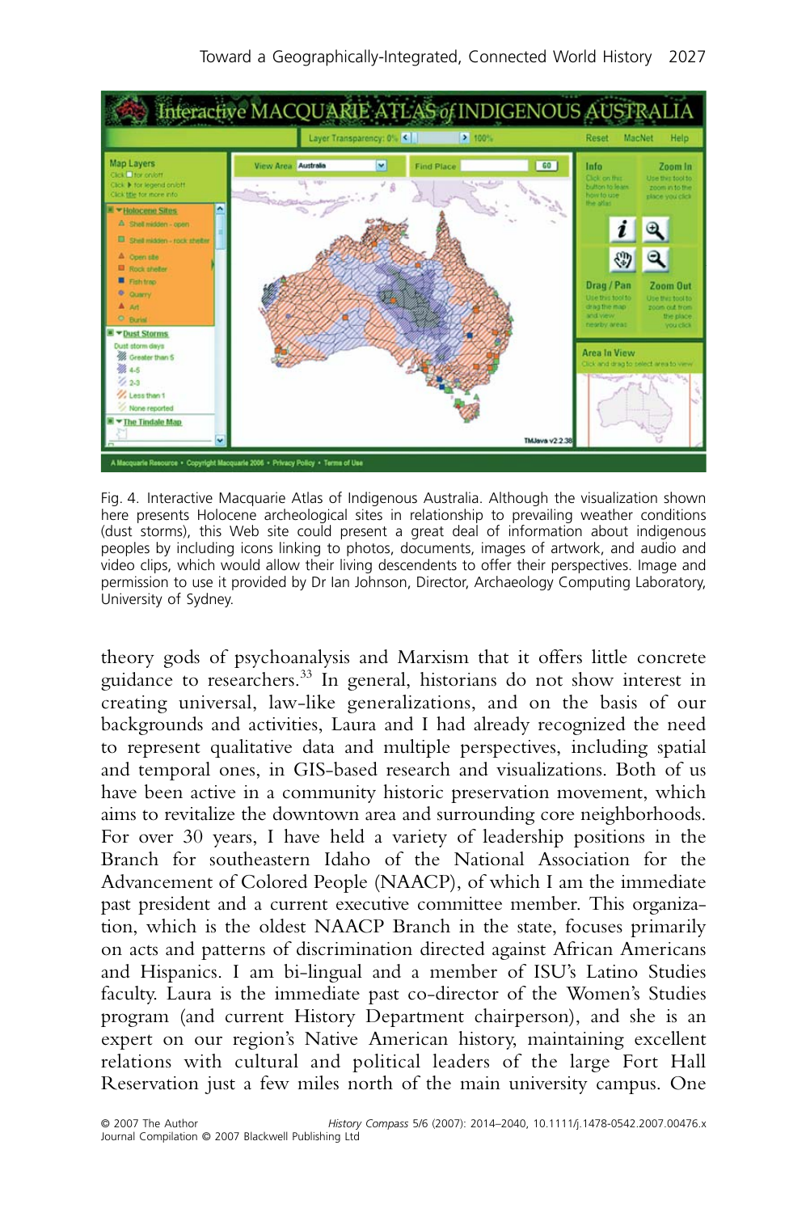Fig. 4. Interactive Macquarie Atlas of Indigenous Australia. Although the visualization shown here presents Holocene archeological sites in relationship to prevailing weather conditions (dust storms), this Web site could present a great deal of information about indigenous peoples by including icons linking to photos, documents, images of artwork, and audio and video clips, which would allow their living descendents to offer their perspectives. Image and permission to use it provided by Dr Ian Johnson, Director, Archaeology Computing Laboratory, University of Sydney.

theory gods of psychoanalysis and Marxism that it offers little concrete guidance to researchers.[33] In general, historians do not show interest in creating universal, law-like generalizations, and on the basis of our backgrounds and activities, Laura and I had already recognized the need to represent qualitative data and multiple perspectives, including spatial and temporal ones, in GIS-based research and visualizations. Both of us have been active in a community historic preservation movement, which aims to revitalize the downtown area and surrounding core neighborhoods. For over 30 years, I have held a variety of leadership positions in the Branch for southeastern Idaho of the National Association for the Advancement of Colored People (NAACP), of which I am the immediate past president and a current executive committee member. This organization, which is the oldest NAACP Branch in the state, focuses primarily on acts and patterns of discrimination directed against African Americans and Hispanics. I am bi-lingual and a member of ISU's Latino Studies faculty. Laura is the immediate past co-director of the Women's Studies program (and current History Department chairperson), and she is an expert on our region's Native American history, maintaining excellent relations with cultural and political leaders of the large Fort Hall Reservation just a few miles north of the main university campus. One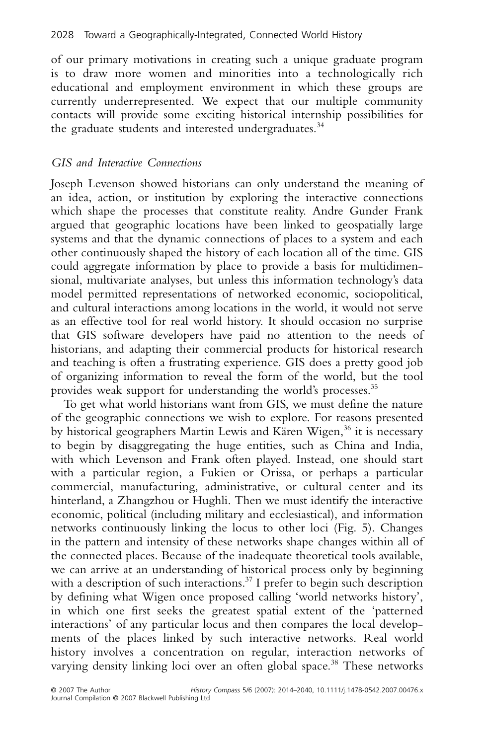of our primary motivations in creating such a unique graduate program is to draw more women and minorities into a technologically rich educational and employment environment in which these groups are currently underrepresented. We expect that our multiple community contacts will provide some exciting historical internship possibilities for the graduate students and interested undergraduates.[34]

### *GIS and Interactive Connections*

Joseph Levenson showed historians can only understand the meaning of an idea, action, or institution by exploring the interactive connections which shape the processes that constitute reality. Andre Gunder Frank argued that geographic locations have been linked to geospatially large systems and that the dynamic connections of places to a system and each other continuously shaped the history of each location all of the time. GIS could aggregate information by place to provide a basis for multidimensional, multivariate analyses, but unless this information technology's data model permitted representations of networked economic, sociopolitical, and cultural interactions among locations in the world, it would not serve as an effective tool for real world history. It should occasion no surprise that GIS software developers have paid no attention to the needs of historians, and adapting their commercial products for historical research and teaching is often a frustrating experience. GIS does a pretty good job of organizing information to reveal the form of the world, but the tool provides weak support for understanding the world's processes.[35]

To get what world historians want from GIS, we must define the nature of the geographic connections we wish to explore. For reasons presented by historical geographers Martin Lewis and Kären Wigen,[36] it is necessary to begin by disaggregating the huge entities, such as China and India, with which Levenson and Frank often played. Instead, one should start with a particular region, a Fukien or Orissa, or perhaps a particular commercial, manufacturing, administrative, or cultural center and its hinterland, a Zhangzhou or Hughli. Then we must identify the interactive economic, political (including military and ecclesiastical), and information networks continuously linking the locus to other loci (Fig. 5). Changes in the pattern and intensity of these networks shape changes within all of the connected places. Because of the inadequate theoretical tools available, we can arrive at an understanding of historical process only by beginning with a description of such interactions.[37] I prefer to begin such description by defining what Wigen once proposed calling 'world networks history', in which one first seeks the greatest spatial extent of the 'patterned interactions' of any particular locus and then compares the local developments of the places linked by such interactive networks. Real world history involves a concentration on regular, interaction networks of varying density linking loci over an often global space.[38] These networks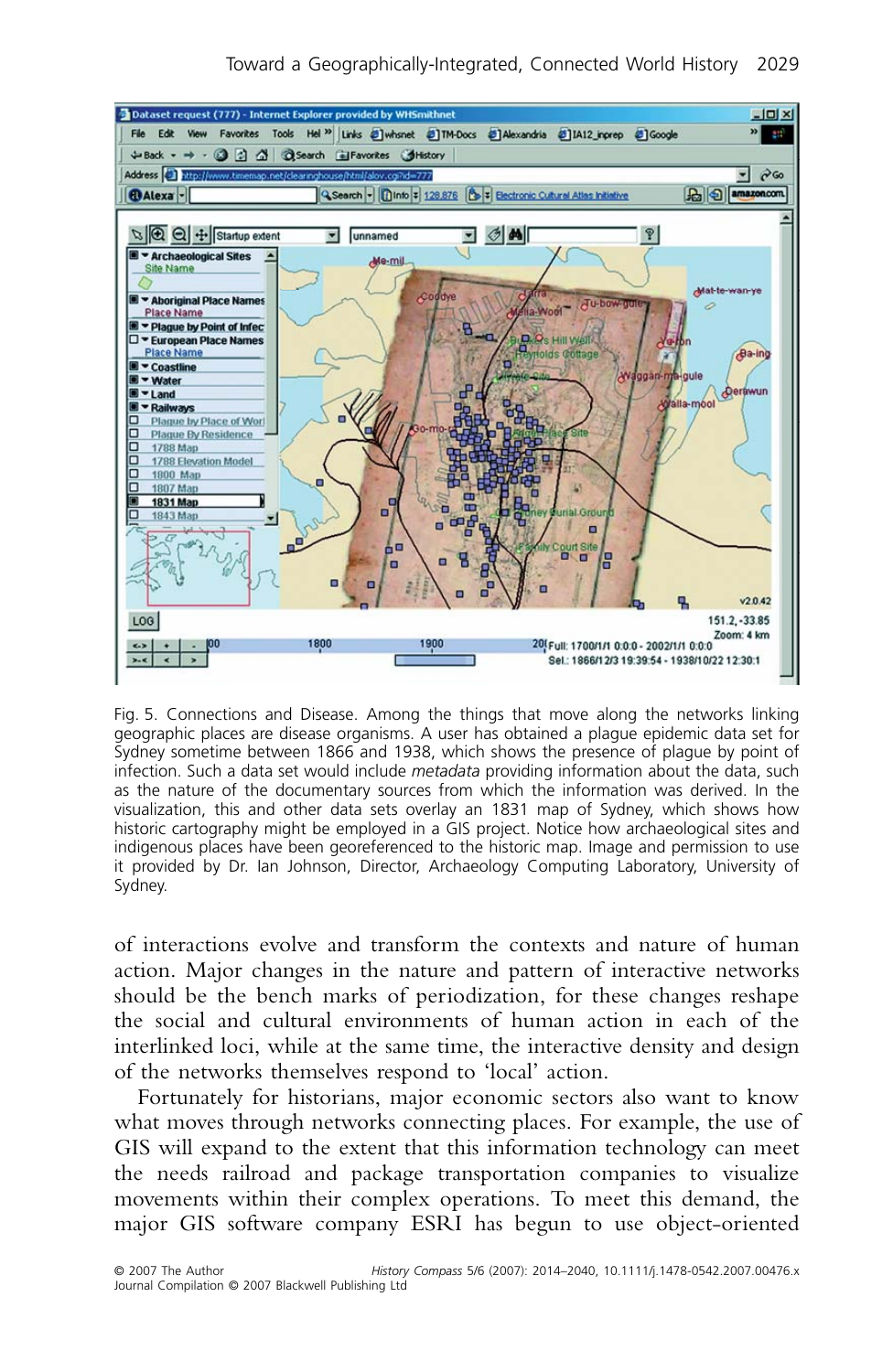Fig. 5. Connections and Disease. Among the things that move along the networks linking geographic places are disease organisms. A user has obtained a plague epidemic data set for Sydney sometime between 1866 and 1938, which shows the presence of plague by point of infection. Such a data set would include *metadata* providing information about the data, such as the nature of the documentary sources from which the information was derived. In the visualization, this and other data sets overlay an 1831 map of Sydney, which shows how historic cartography might be employed in a GIS project. Notice how archaeological sites and indigenous places have been georeferenced to the historic map. Image and permission to use it provided by Dr. Ian Johnson, Director, Archaeology Computing Laboratory, University of Sydney.

of interactions evolve and transform the contexts and nature of human action. Major changes in the nature and pattern of interactive networks should be the bench marks of periodization, for these changes reshape the social and cultural environments of human action in each of the interlinked loci, while at the same time, the interactive density and design of the networks themselves respond to 'local' action.

Fortunately for historians, major economic sectors also want to know what moves through networks connecting places. For example, the use of GIS will expand to the extent that this information technology can meet the needs railroad and package transportation companies to visualize movements within their complex operations. To meet this demand, the major GIS software company ESRI has begun to use object-oriented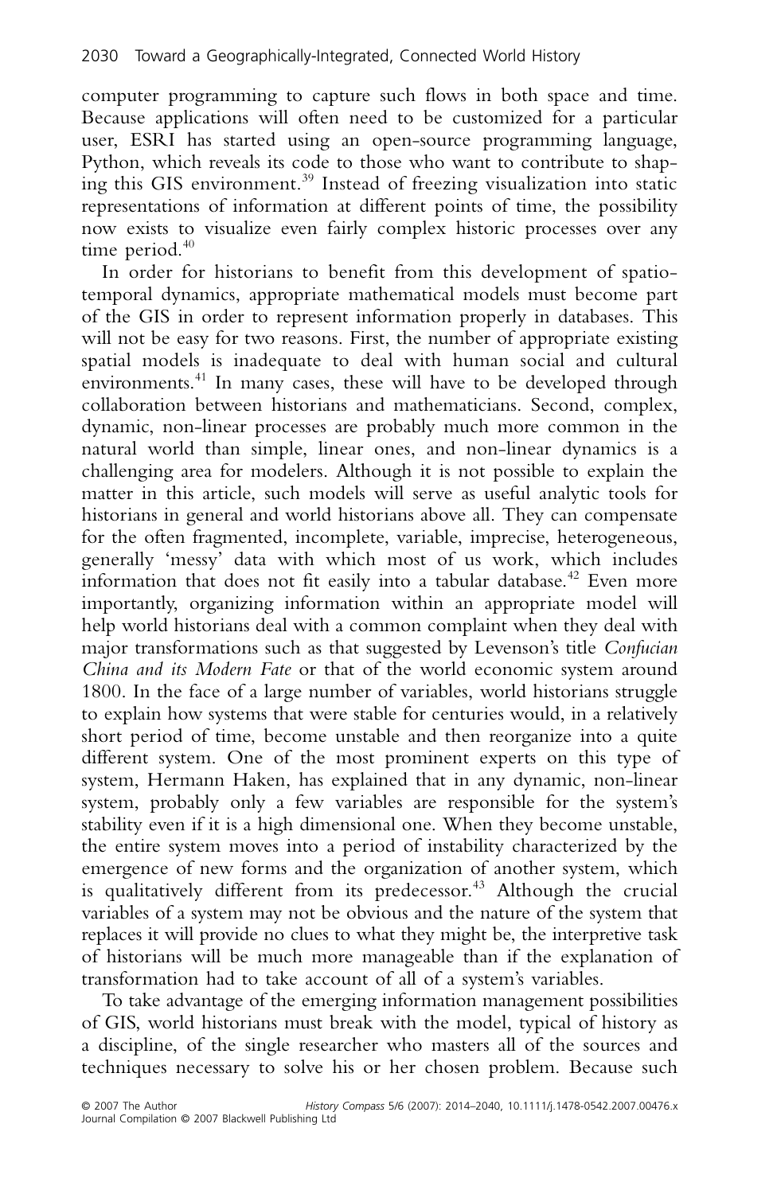computer programming to capture such flows in both space and time. Because applications will often need to be customized for a particular user, ESRI has started using an open-source programming language, Python, which reveals its code to those who want to contribute to shaping this GIS environment.[39] Instead of freezing visualization into static representations of information at different points of time, the possibility now exists to visualize even fairly complex historic processes over any time period.[40]

In order for historians to benefit from this development of spatio-temporal dynamics, appropriate mathematical models must become part of the GIS in order to represent information properly in databases. This will not be easy for two reasons. First, the number of appropriate existing spatial models is inadequate to deal with human social and cultural environments.[41] In many cases, these will have to be developed through collaboration between historians and mathematicians. Second, complex, dynamic, non-linear processes are probably much more common in the natural world than simple, linear ones, and non-linear dynamics is a challenging area for modelers. Although it is not possible to explain the matter in this article, such models will serve as useful analytic tools for historians in general and world historians above all. They can compensate for the often fragmented, incomplete, variable, imprecise, heterogeneous, generally 'messy' data with which most of us work, which includes information that does not fit easily into a tabular database.[42] Even more importantly, organizing information within an appropriate model will help world historians deal with a common complaint when they deal with major transformations such as that suggested by Levenson's title *Confucian China and its Modern Fate* or that of the world economic system around 1800. In the face of a large number of variables, world historians struggle to explain how systems that were stable for centuries would, in a relatively short period of time, become unstable and then reorganize into a quite different system. One of the most prominent experts on this type of system, Hermann Haken, has explained that in any dynamic, non-linear system, probably only a few variables are responsible for the system's stability even if it is a high dimensional one. When they become unstable, the entire system moves into a period of instability characterized by the emergence of new forms and the organization of another system, which is qualitatively different from its predecessor.[43] Although the crucial variables of a system may not be obvious and the nature of the system that replaces it will provide no clues to what they might be, the interpretive task of historians will be much more manageable than if the explanation of transformation had to take account of all of a system's variables.

To take advantage of the emerging information management possibilities of GIS, world historians must break with the model, typical of history as a discipline, of the single researcher who masters all of the sources and techniques necessary to solve his or her chosen problem. Because such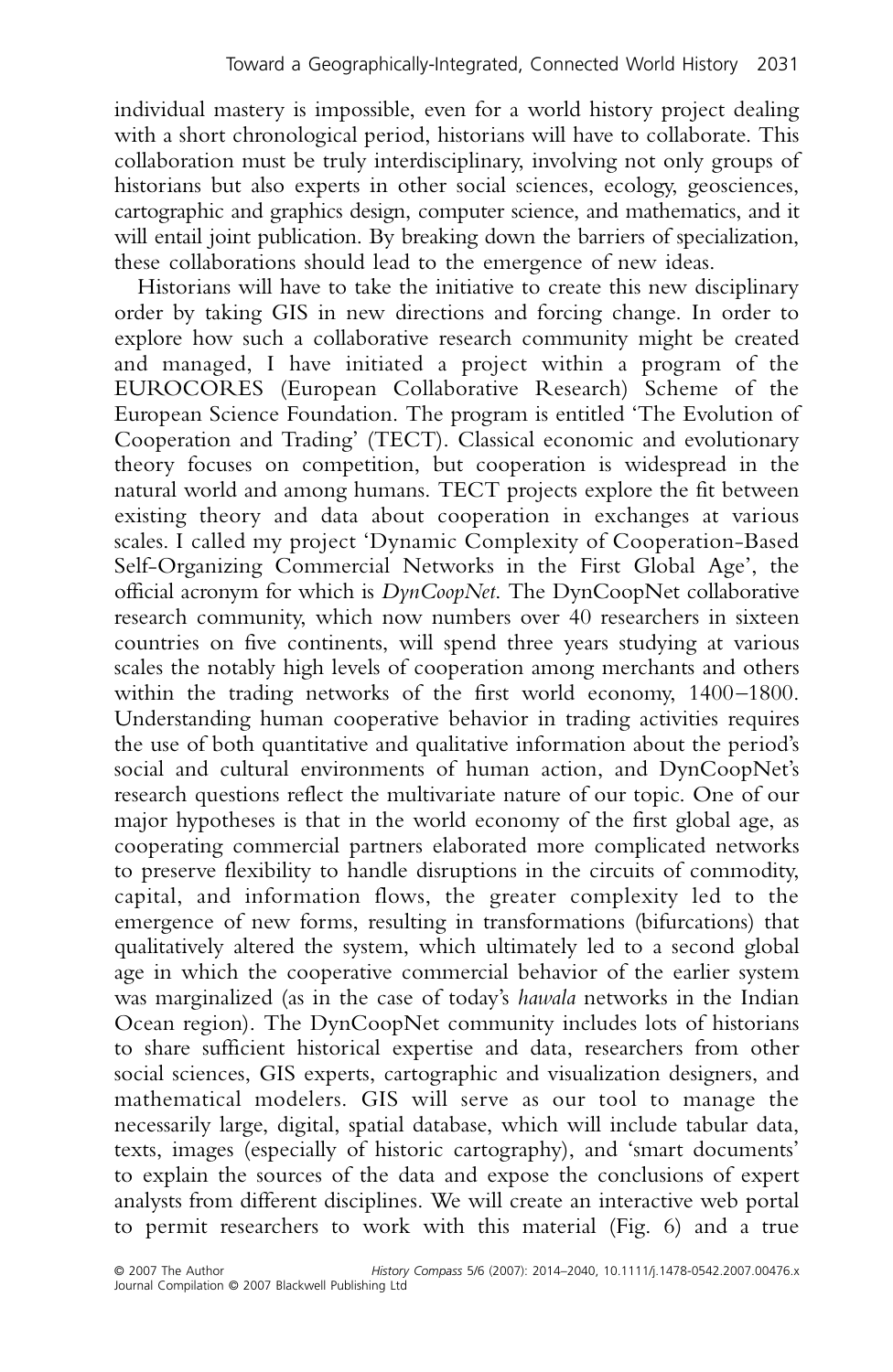individual mastery is impossible, even for a world history project dealing with a short chronological period, historians will have to collaborate. This collaboration must be truly interdisciplinary, involving not only groups of historians but also experts in other social sciences, ecology, geosciences, cartographic and graphics design, computer science, and mathematics, and it will entail joint publication. By breaking down the barriers of specialization, these collaborations should lead to the emergence of new ideas.

Historians will have to take the initiative to create this new disciplinary order by taking GIS in new directions and forcing change. In order to explore how such a collaborative research community might be created and managed, I have initiated a project within a program of the EUROCORES (European Collaborative Research) Scheme of the European Science Foundation. The program is entitled 'The Evolution of Cooperation and Trading' (TECT). Classical economic and evolutionary theory focuses on competition, but cooperation is widespread in the natural world and among humans. TECT projects explore the fit between existing theory and data about cooperation in exchanges at various scales. I called my project 'Dynamic Complexity of Cooperation-Based Self-Organizing Commercial Networks in the First Global Age', the official acronym for which is *DynCoopNet*. The DynCoopNet collaborative research community, which now numbers over 40 researchers in sixteen countries on five continents, will spend three years studying at various scales the notably high levels of cooperation among merchants and others within the trading networks of the first world economy, 1400–1800. Understanding human cooperative behavior in trading activities requires the use of both quantitative and qualitative information about the period's social and cultural environments of human action, and DynCoopNet's research questions reflect the multivariate nature of our topic. One of our major hypotheses is that in the world economy of the first global age, as cooperating commercial partners elaborated more complicated networks to preserve flexibility to handle disruptions in the circuits of commodity, capital, and information flows, the greater complexity led to the emergence of new forms, resulting in transformations (bifurcations) that qualitatively altered the system, which ultimately led to a second global age in which the cooperative commercial behavior of the earlier system was marginalized (as in the case of today's *hawala* networks in the Indian Ocean region). The DynCoopNet community includes lots of historians to share sufficient historical expertise and data, researchers from other social sciences, GIS experts, cartographic and visualization designers, and mathematical modelers. GIS will serve as our tool to manage the necessarily large, digital, spatial database, which will include tabular data, texts, images (especially of historic cartography), and 'smart documents' to explain the sources of the data and expose the conclusions of expert analysts from different disciplines. We will create an interactive web portal to permit researchers to work with this material (Fig. 6) and a true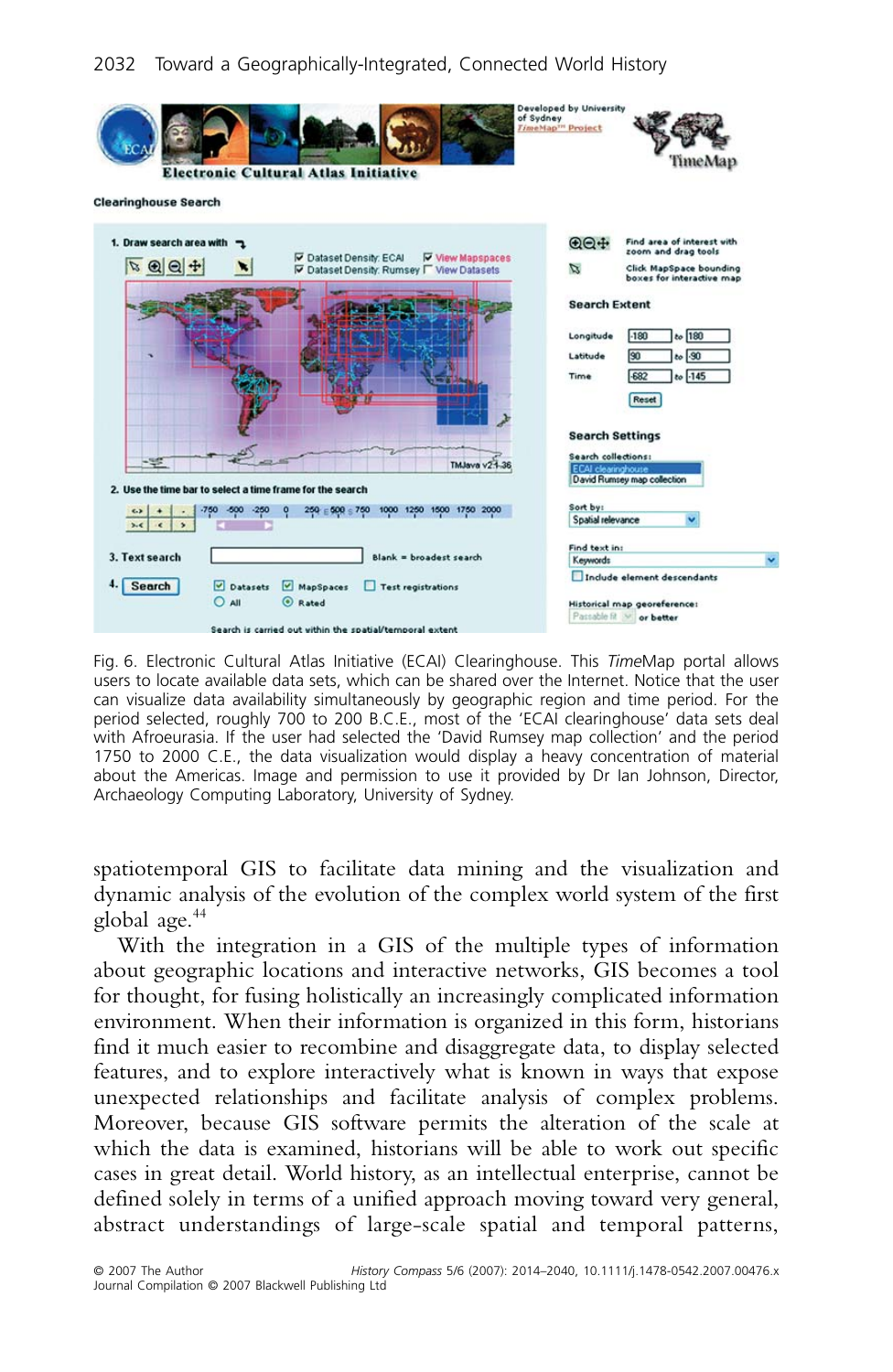Fig. 6. Electronic Cultural Atlas Initiative (ECAI) Clearinghouse. This *Time*Map portal allows users to locate available data sets, which can be shared over the Internet. Notice that the user can visualize data availability simultaneously by geographic region and time period. For the period selected, roughly 700 to 200 B.C.E., most of the 'ECAI clearinghouse' data sets deal with Afroeurasia. If the user had selected the 'David Rumsey map collection' and the period 1750 to 2000 C.E., the data visualization would display a heavy concentration of material about the Americas. Image and permission to use it provided by Dr Ian Johnson, Director, Archaeology Computing Laboratory, University of Sydney.

spatiotemporal GIS to facilitate data mining and the visualization and dynamic analysis of the evolution of the complex world system of the first global age.[44]

With the integration in a GIS of the multiple types of information about geographic locations and interactive networks, GIS becomes a tool for thought, for fusing holistically an increasingly complicated information environment. When their information is organized in this form, historians find it much easier to recombine and disaggregate data, to display selected features, and to explore interactively what is known in ways that expose unexpected relationships and facilitate analysis of complex problems. Moreover, because GIS software permits the alteration of the scale at which the data is examined, historians will be able to work out specific cases in great detail. World history, as an intellectual enterprise, cannot be defined solely in terms of a unified approach moving toward very general, abstract understandings of large-scale spatial and temporal patterns,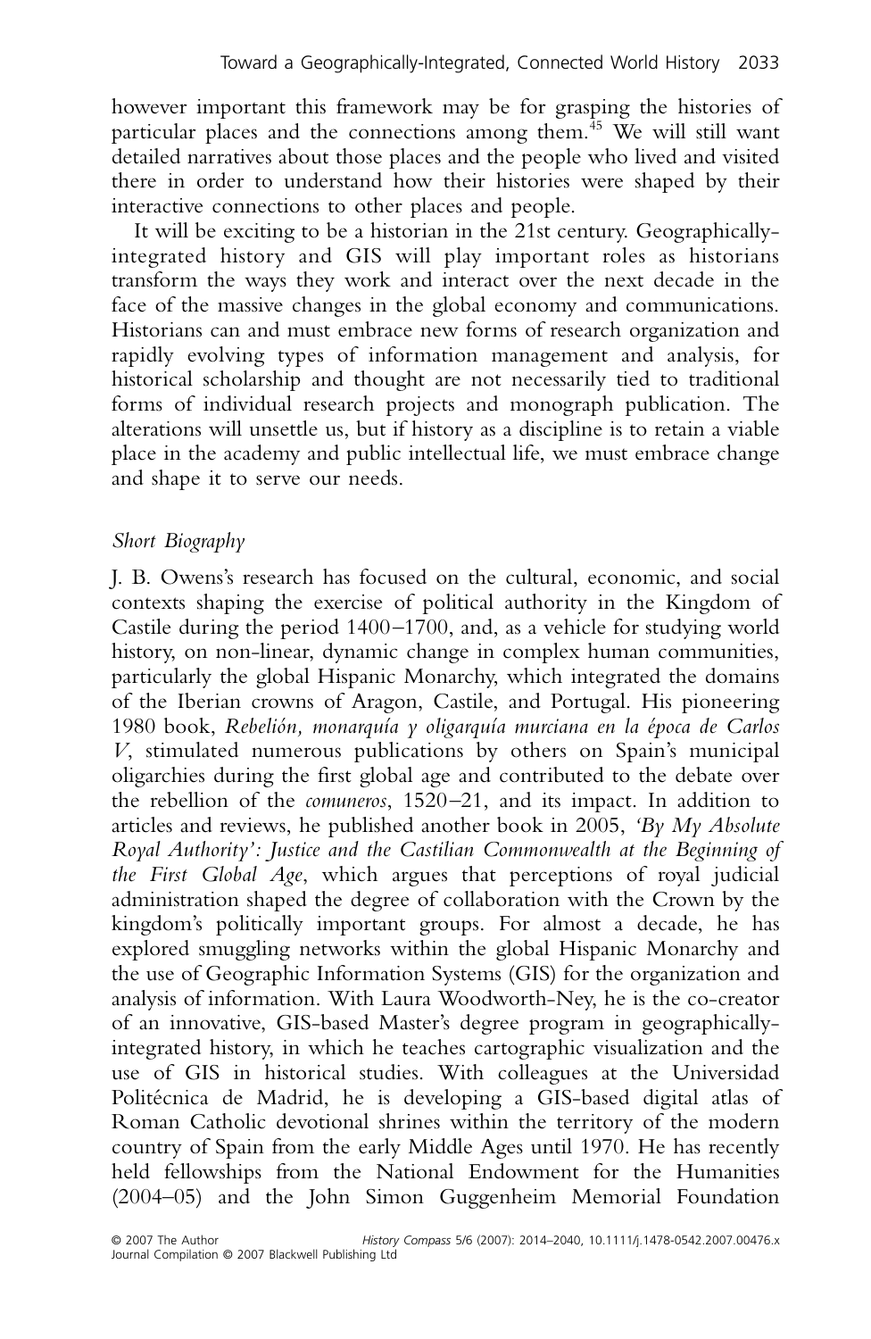however important this framework may be for grasping the histories of particular places and the connections among them.[45] We will still want detailed narratives about those places and the people who lived and visited there in order to understand how their histories were shaped by their interactive connections to other places and people.

It will be exciting to be a historian in the 21st century. Geographically-integrated history and GIS will play important roles as historians transform the ways they work and interact over the next decade in the face of the massive changes in the global economy and communications. Historians can and must embrace new forms of research organization and rapidly evolving types of information management and analysis, for historical scholarship and thought are not necessarily tied to traditional forms of individual research projects and monograph publication. The alterations will unsettle us, but if history as a discipline is to retain a viable place in the academy and public intellectual life, we must embrace change and shape it to serve our needs.

## *Short Biography*

J. B. Owens's research has focused on the cultural, economic, and social contexts shaping the exercise of political authority in the Kingdom of Castile during the period 1400–1700, and, as a vehicle for studying world history, on non-linear, dynamic change in complex human communities, particularly the global Hispanic Monarchy, which integrated the domains of the Iberian crowns of Aragon, Castile, and Portugal. His pioneering 1980 book, *Rebelión, monarquía y oligarquía murciana en la época de Carlos V*, stimulated numerous publications by others on Spain's municipal oligarchies during the first global age and contributed to the debate over the rebellion of the *comuneros*, 1520–21, and its impact. In addition to articles and reviews, he published another book in 2005, *'By My Absolute Royal Authority': Justice and the Castilian Commonwealth at the Beginning of the First Global Age*, which argues that perceptions of royal judicial administration shaped the degree of collaboration with the Crown by the kingdom's politically important groups. For almost a decade, he has explored smuggling networks within the global Hispanic Monarchy and the use of Geographic Information Systems (GIS) for the organization and analysis of information. With Laura Woodworth-Ney, he is the co-creator of an innovative, GIS-based Master's degree program in geographically-integrated history, in which he teaches cartographic visualization and the use of GIS in historical studies. With colleagues at the Universidad Politécnica de Madrid, he is developing a GIS-based digital atlas of Roman Catholic devotional shrines within the territory of the modern country of Spain from the early Middle Ages until 1970. He has recently held fellowships from the National Endowment for the Humanities (2004–05) and the John Simon Guggenheim Memorial Foundation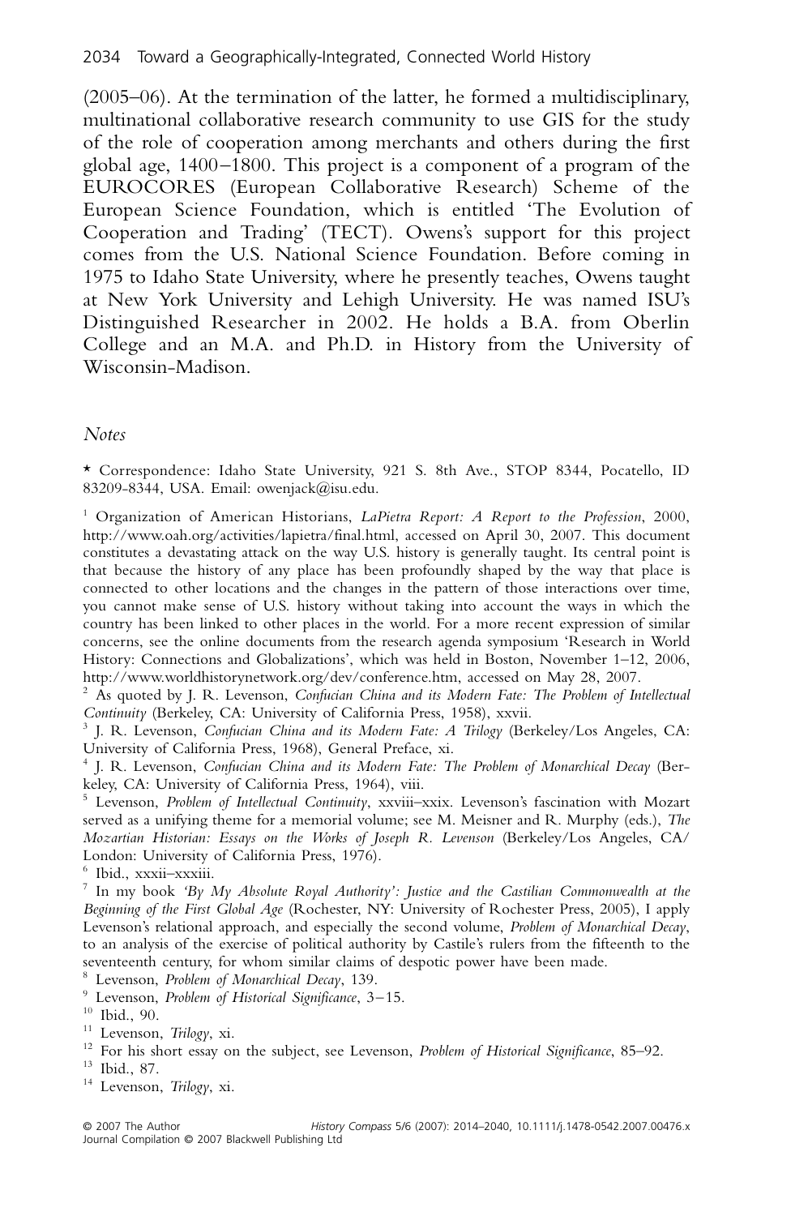(2005–06). At the termination of the latter, he formed a multidisciplinary, multinational collaborative research community to use GIS for the study of the role of cooperation among merchants and others during the first global age, 1400–1800. This project is a component of a program of the EUROCORES (European Collaborative Research) Scheme of the European Science Foundation, which is entitled 'The Evolution of Cooperation and Trading' (TECT). Owens's support for this project comes from the U.S. National Science Foundation. Before coming in 1975 to Idaho State University, where he presently teaches, Owens taught at New York University and Lehigh University. He was named ISU's Distinguished Researcher in 2002. He holds a B.A. from Oberlin College and an M.A. and Ph.D. in History from the University of Wisconsin-Madison.

## *Notes*

\* Correspondence: Idaho State University, 921 S. 8th Ave., STOP 8344, Pocatello, ID 83209-8344, USA. Email: owenjack@isu.edu.

[1] Organization of American Historians, *LaPietra Report: A Report to the Profession*, 2000, http://www.oah.org/activities/lapietra/final.html, accessed on April 30, 2007. This document constitutes a devastating attack on the way U.S. history is generally taught. Its central point is that because the history of any place has been profoundly shaped by the way that place is connected to other locations and the changes in the pattern of those interactions over time, you cannot make sense of U.S. history without taking into account the ways in which the country has been linked to other places in the world. For a more recent expression of similar concerns, see the online documents from the research agenda symposium 'Research in World History: Connections and Globalizations', which was held in Boston, November 1–12, 2006, http://www.worldhistorynetwork.org/dev/conference.htm, accessed on May 28, 2007.

[2] As quoted by J. R. Levenson, *Confucian China and its Modern Fate: The Problem of Intellectual Continuity* (Berkeley, CA: University of California Press, 1958), xxvii.

[3] J. R. Levenson, *Confucian China and its Modern Fate: A Trilogy* (Berkeley/Los Angeles, CA: University of California Press, 1968), General Preface, xi.

[4] J. R. Levenson, *Confucian China and its Modern Fate: The Problem of Monarchical Decay* (Berkeley, CA: University of California Press, 1964), viii.

[5] Levenson, *Problem of Intellectual Continuity*, xxviii–xxix. Levenson's fascination with Mozart served as a unifying theme for a memorial volume; see M. Meisner and R. Murphy (eds.), *The Mozartian Historian: Essays on the Works of Joseph R. Levenson* (Berkeley/Los Angeles, CA/London: University of California Press, 1976).

[6] Ibid., xxxii–xxxiii.

[7] In my book *'By My Absolute Royal Authority': Justice and the Castilian Commonwealth at the Beginning of the First Global Age* (Rochester, NY: University of Rochester Press, 2005), I apply Levenson's relational approach, and especially the second volume, *Problem of Monarchical Decay*, to an analysis of the exercise of political authority by Castile's rulers from the fifteenth to the seventeenth century, for whom similar claims of despotic power have been made.

[8] Levenson, *Problem of Monarchical Decay*, 139.

[9] Levenson, *Problem of Historical Significance*, 3–15.

[10] Ibid., 90.

[11] Levenson, *Trilogy*, xi.

[12] For his short essay on the subject, see Levenson, *Problem of Historical Significance*, 85–92.

[13] Ibid., 87.

[14] Levenson, *Trilogy*, xi.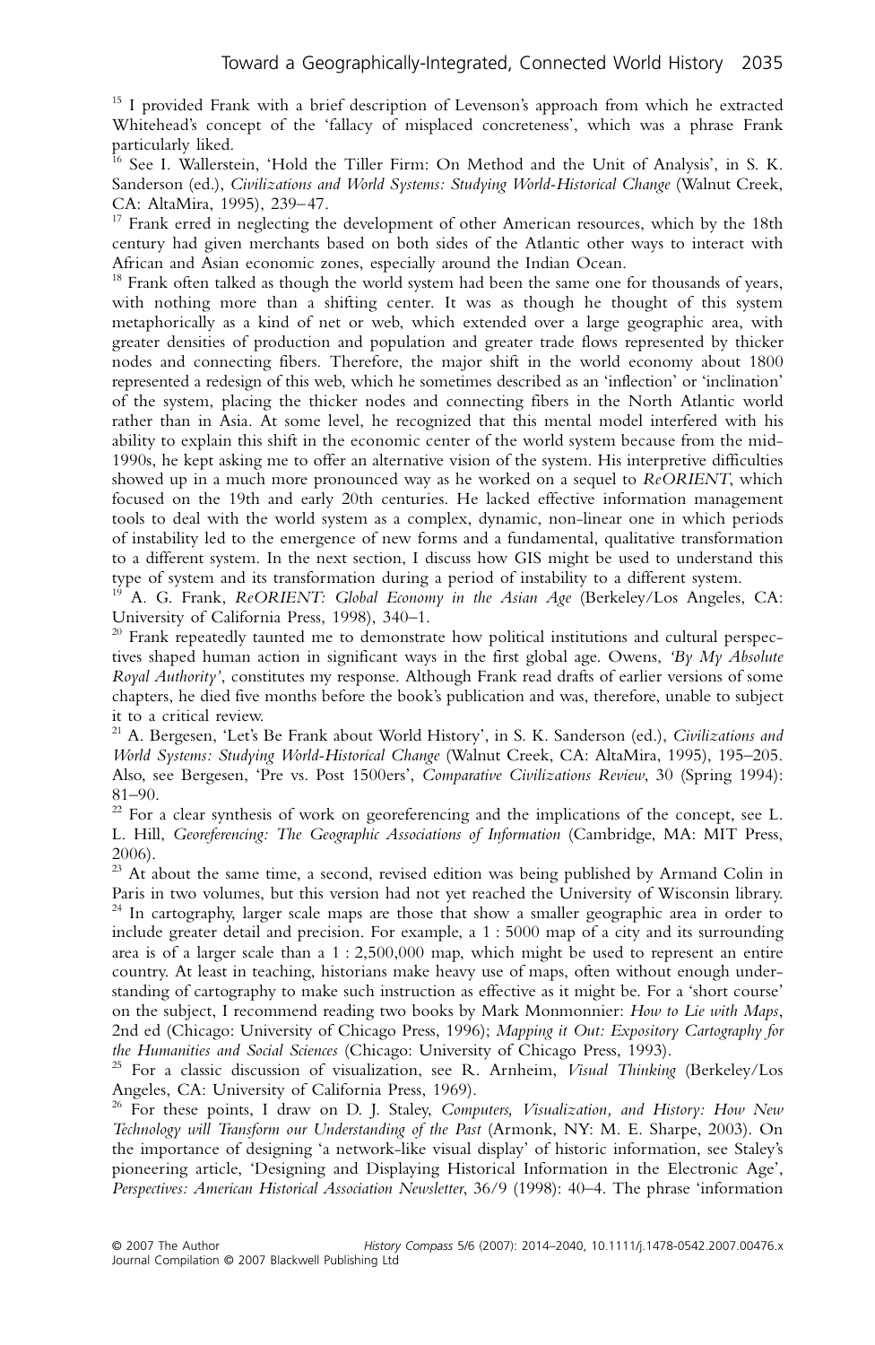[15] I provided Frank with a brief description of Levenson's approach from which he extracted Whitehead's concept of the 'fallacy of misplaced concreteness', which was a phrase Frank particularly liked.

[16] See I. Wallerstein, 'Hold the Tiller Firm: On Method and the Unit of Analysis', in S. K. Sanderson (ed.), *Civilizations and World Systems: Studying World-Historical Change* (Walnut Creek, CA: AltaMira, 1995), 239–47.

[17] Frank erred in neglecting the development of other American resources, which by the 18th century had given merchants based on both sides of the Atlantic other ways to interact with African and Asian economic zones, especially around the Indian Ocean.

[18] Frank often talked as though the world system had been the same one for thousands of years, with nothing more than a shifting center. It was as though he thought of this system metaphorically as a kind of net or web, which extended over a large geographic area, with greater densities of production and population and greater trade flows represented by thicker nodes and connecting fibers. Therefore, the major shift in the world economy about 1800 represented a redesign of this web, which he sometimes described as an 'inflection' or 'inclination' of the system, placing the thicker nodes and connecting fibers in the North Atlantic world rather than in Asia. At some level, he recognized that this mental model interfered with his ability to explain this shift in the economic center of the world system because from the mid-1990s, he kept asking me to offer an alternative vision of the system. His interpretive difficulties showed up in a much more pronounced way as he worked on a sequel to *ReORIENT*, which focused on the 19th and early 20th centuries. He lacked effective information management tools to deal with the world system as a complex, dynamic, non-linear one in which periods of instability led to the emergence of new forms and a fundamental, qualitative transformation to a different system. In the next section, I discuss how GIS might be used to understand this type of system and its transformation during a period of instability to a different system.

[19] A. G. Frank, *ReORIENT: Global Economy in the Asian Age* (Berkeley/Los Angeles, CA: University of California Press, 1998), 340–1.

[20] Frank repeatedly taunted me to demonstrate how political institutions and cultural perspectives shaped human action in significant ways in the first global age. Owens, *'By My Absolute Royal Authority'*, constitutes my response. Although Frank read drafts of earlier versions of some chapters, he died five months before the book's publication and was, therefore, unable to subject it to a critical review.

[21] A. Bergesen, 'Let's Be Frank about World History', in S. K. Sanderson (ed.), *Civilizations and World Systems: Studying World-Historical Change* (Walnut Creek, CA: AltaMira, 1995), 195–205. Also, see Bergesen, 'Pre vs. Post 1500ers', *Comparative Civilizations Review*, 30 (Spring 1994): 81–90.

[22] For a clear synthesis of work on georeferencing and the implications of the concept, see L. L. Hill, *Georeferencing: The Geographic Associations of Information* (Cambridge, MA: MIT Press, 2006).

[23] At about the same time, a second, revised edition was being published by Armand Colin in Paris in two volumes, but this version had not yet reached the University of Wisconsin library.

[24] In cartography, larger scale maps are those that show a smaller geographic area in order to include greater detail and precision. For example, a 1 : 5000 map of a city and its surrounding area is of a larger scale than a 1 : 2,500,000 map, which might be used to represent an entire country. At least in teaching, historians make heavy use of maps, often without enough understanding of cartography to make such instruction as effective as it might be. For a 'short course' on the subject, I recommend reading two books by Mark Monmonnier: *How to Lie with Maps*, 2nd ed (Chicago: University of Chicago Press, 1996); *Mapping it Out: Expository Cartography for the Humanities and Social Sciences* (Chicago: University of Chicago Press, 1993).

[25] For a classic discussion of visualization, see R. Arnheim, *Visual Thinking* (Berkeley/Los Angeles, CA: University of California Press, 1969).

[26] For these points, I draw on D. J. Staley, *Computers, Visualization, and History: How New Technology will Transform our Understanding of the Past* (Armonk, NY: M. E. Sharpe, 2003). On the importance of designing 'a network-like visual display' of historic information, see Staley's pioneering article, 'Designing and Displaying Historical Information in the Electronic Age', *Perspectives: American Historical Association Newsletter*, 36/9 (1998): 40–4. The phrase 'information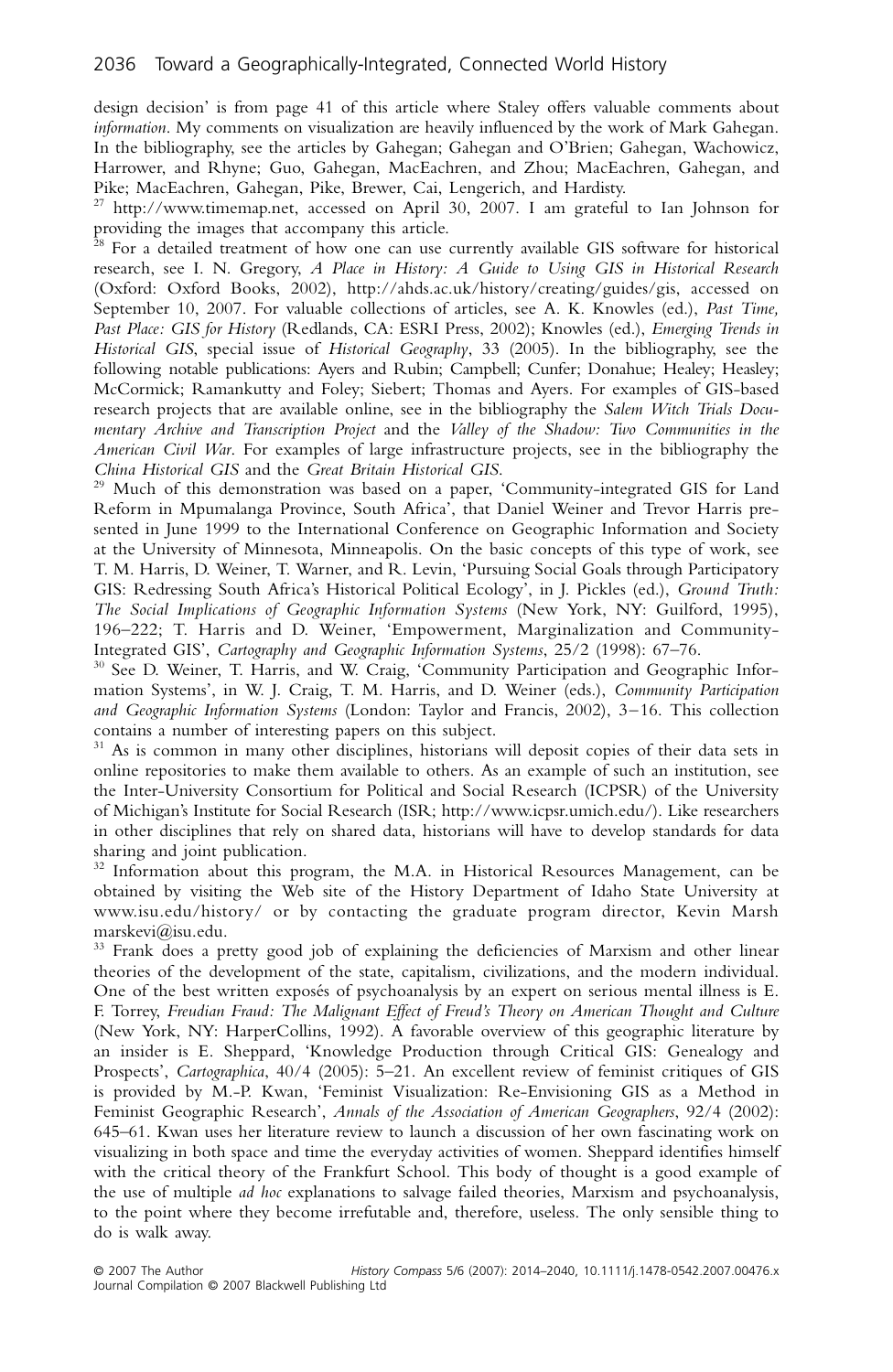design decision' is from page 41 of this article where Staley offers valuable comments about *information*. My comments on visualization are heavily influenced by the work of Mark Gahegan. In the bibliography, see the articles by Gahegan; Gahegan and O'Brien; Gahegan, Wachowicz, Harrower, and Rhyne; Guo, Gahegan, MacEachren, and Zhou; MacEachren, Gahegan, and Pike; MacEachren, Gahegan, Pike, Brewer, Cai, Lengerich, and Hardisty.

[27] http://www.timemap.net, accessed on April 30, 2007. I am grateful to Ian Johnson for providing the images that accompany this article.

[28] For a detailed treatment of how one can use currently available GIS software for historical research, see I. N. Gregory, *A Place in History: A Guide to Using GIS in Historical Research* (Oxford: Oxford Books, 2002), http://ahds.ac.uk/history/creating/guides/gis, accessed on September 10, 2007. For valuable collections of articles, see A. K. Knowles (ed.), *Past Time, Past Place: GIS for History* (Redlands, CA: ESRI Press, 2002); Knowles (ed.), *Emerging Trends in Historical GIS*, special issue of *Historical Geography*, 33 (2005). In the bibliography, see the following notable publications: Ayers and Rubin; Campbell; Cunfer; Donahue; Healey; Heasley; McCormick; Ramankutty and Foley; Siebert; Thomas and Ayers. For examples of GIS-based research projects that are available online, see in the bibliography the *Salem Witch Trials Documentary Archive and Transcription Project* and the *Valley of the Shadow: Two Communities in the American Civil War*. For examples of large infrastructure projects, see in the bibliography the *China Historical GIS* and the *Great Britain Historical GIS*.

[29] Much of this demonstration was based on a paper, 'Community-integrated GIS for Land Reform in Mpumalanga Province, South Africa', that Daniel Weiner and Trevor Harris presented in June 1999 to the International Conference on Geographic Information and Society at the University of Minnesota, Minneapolis. On the basic concepts of this type of work, see T. M. Harris, D. Weiner, T. Warner, and R. Levin, 'Pursuing Social Goals through Participatory GIS: Redressing South Africa's Historical Political Ecology', in J. Pickles (ed.), *Ground Truth: The Social Implications of Geographic Information Systems* (New York, NY: Guilford, 1995), 196–222; T. Harris and D. Weiner, 'Empowerment, Marginalization and Community-Integrated GIS', *Cartography and Geographic Information Systems*, 25/2 (1998): 67–76.

[30] See D. Weiner, T. Harris, and W. Craig, 'Community Participation and Geographic Information Systems', in W. J. Craig, T. M. Harris, and D. Weiner (eds.), *Community Participation and Geographic Information Systems* (London: Taylor and Francis, 2002), 3–16. This collection contains a number of interesting papers on this subject.

[31] As is common in many other disciplines, historians will deposit copies of their data sets in online repositories to make them available to others. As an example of such an institution, see the Inter-University Consortium for Political and Social Research (ICPSR) of the University of Michigan's Institute for Social Research (ISR; http://www.icpsr.umich.edu/). Like researchers in other disciplines that rely on shared data, historians will have to develop standards for data sharing and joint publication.

[32] Information about this program, the M.A. in Historical Resources Management, can be obtained by visiting the Web site of the History Department of Idaho State University at www.isu.edu/history/ or by contacting the graduate program director, Kevin Marsh marskevi@isu.edu.

[33] Frank does a pretty good job of explaining the deficiencies of Marxism and other linear theories of the development of the state, capitalism, civilizations, and the modern individual. One of the best written exposés of psychoanalysis by an expert on serious mental illness is E. F. Torrey, *Freudian Fraud: The Malignant Effect of Freud's Theory on American Thought and Culture* (New York, NY: HarperCollins, 1992). A favorable overview of this geographic literature by an insider is E. Sheppard, 'Knowledge Production through Critical GIS: Genealogy and Prospects', *Cartographica*, 40/4 (2005): 5–21. An excellent review of feminist critiques of GIS is provided by M.-P. Kwan, 'Feminist Visualization: Re-Envisioning GIS as a Method in Feminist Geographic Research', *Annals of the Association of American Geographers*, 92/4 (2002): 645–61. Kwan uses her literature review to launch a discussion of her own fascinating work on visualizing in both space and time the everyday activities of women. Sheppard identifies himself with the critical theory of the Frankfurt School. This body of thought is a good example of the use of multiple *ad hoc* explanations to salvage failed theories, Marxism and psychoanalysis, to the point where they become irrefutable and, therefore, useless. The only sensible thing to do is walk away.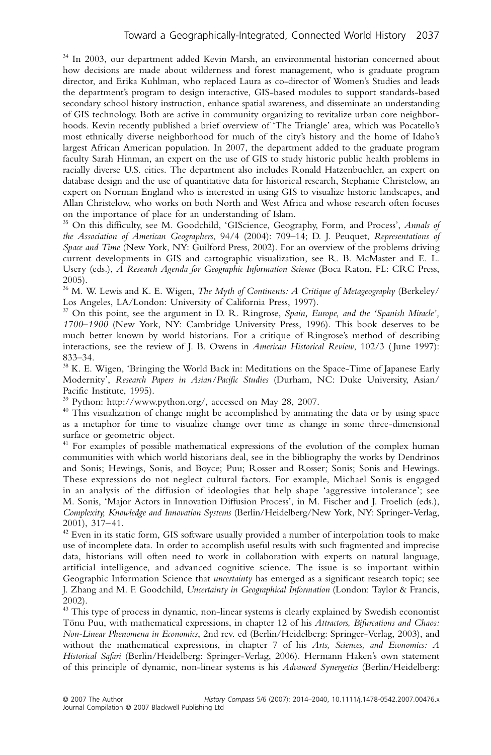[34] In 2003, our department added Kevin Marsh, an environmental historian concerned about how decisions are made about wilderness and forest management, who is graduate program director, and Erika Kuhlman, who replaced Laura as co-director of Women's Studies and leads the department's program to design interactive, GIS-based modules to support standards-based secondary school history instruction, enhance spatial awareness, and disseminate an understanding of GIS technology. Both are active in community organizing to revitalize urban core neighborhoods. Kevin recently published a brief overview of 'The Triangle' area, which was Pocatello's most ethnically diverse neighborhood for much of the city's history and the home of Idaho's largest African American population. In 2007, the department added to the graduate program faculty Sarah Hinman, an expert on the use of GIS to study historic public health problems in racially diverse U.S. cities. The department also includes Ronald Hatzenbuehler, an expert on database design and the use of quantitative data for historical research, Stephanie Christelow, an expert on Norman England who is interested in using GIS to visualize historic landscapes, and Allan Christelow, who works on both North and West Africa and whose research often focuses on the importance of place for an understanding of Islam.

[35] On this difficulty, see M. Goodchild, 'GIScience, Geography, Form, and Process', *Annals of the Association of American Geographers*, 94/4 (2004): 709–14; D. J. Peuquet, *Representations of Space and Time* (New York, NY: Guilford Press, 2002). For an overview of the problems driving current developments in GIS and cartographic visualization, see R. B. McMaster and E. L. Usery (eds.), *A Research Agenda for Geographic Information Science* (Boca Raton, FL: CRC Press, 2005).

[36] M. W. Lewis and K. E. Wigen, *The Myth of Continents: A Critique of Metageography* (Berkeley/Los Angeles, LA/London: University of California Press, 1997).

[37] On this point, see the argument in D. R. Ringrose, *Spain, Europe, and the 'Spanish Miracle', 1700–1900* (New York, NY: Cambridge University Press, 1996). This book deserves to be much better known by world historians. For a critique of Ringrose's method of describing interactions, see the review of J. B. Owens in *American Historical Review*, 102/3 (June 1997): 833–34.

[38] K. E. Wigen, 'Bringing the World Back in: Meditations on the Space-Time of Japanese Early Modernity', *Research Papers in Asian/Pacific Studies* (Durham, NC: Duke University, Asian/Pacific Institute, 1995).

[39] Python: http://www.python.org/, accessed on May 28, 2007.

[40] This visualization of change might be accomplished by animating the data or by using space as a metaphor for time to visualize change over time as change in some three-dimensional surface or geometric object.

[41] For examples of possible mathematical expressions of the evolution of the complex human communities with which world historians deal, see in the bibliography the works by Dendrinos and Sonis; Hewings, Sonis, and Boyce; Puu; Rosser and Rosser; Sonis; Sonis and Hewings. These expressions do not neglect cultural factors. For example, Michael Sonis is engaged in an analysis of the diffusion of ideologies that help shape 'aggressive intolerance'; see M. Sonis, 'Major Actors in Innovation Diffusion Process', in M. Fischer and J. Froelich (eds.), *Complexity, Knowledge and Innovation Systems* (Berlin/Heidelberg/New York, NY: Springer-Verlag, 2001), 317–41.

[42] Even in its static form, GIS software usually provided a number of interpolation tools to make use of incomplete data. In order to accomplish useful results with such fragmented and imprecise data, historians will often need to work in collaboration with experts on natural language, artificial intelligence, and advanced cognitive science. The issue is so important within Geographic Information Science that *uncertainty* has emerged as a significant research topic; see J. Zhang and M. F. Goodchild, *Uncertainty in Geographical Information* (London: Taylor & Francis, 2002).

[43] This type of process in dynamic, non-linear systems is clearly explained by Swedish economist Tönu Puu, with mathematical expressions, in chapter 12 of his *Attractors, Bifurcations and Chaos: Non-Linear Phenomena in Economics*, 2nd rev. ed (Berlin/Heidelberg: Springer-Verlag, 2003), and without the mathematical expressions, in chapter 7 of his *Arts, Sciences, and Economics: A Historical Safari* (Berlin/Heidelberg: Springer-Verlag, 2006). Hermann Haken's own statement of this principle of dynamic, non-linear systems is his *Advanced Synergetics* (Berlin/Heidelberg: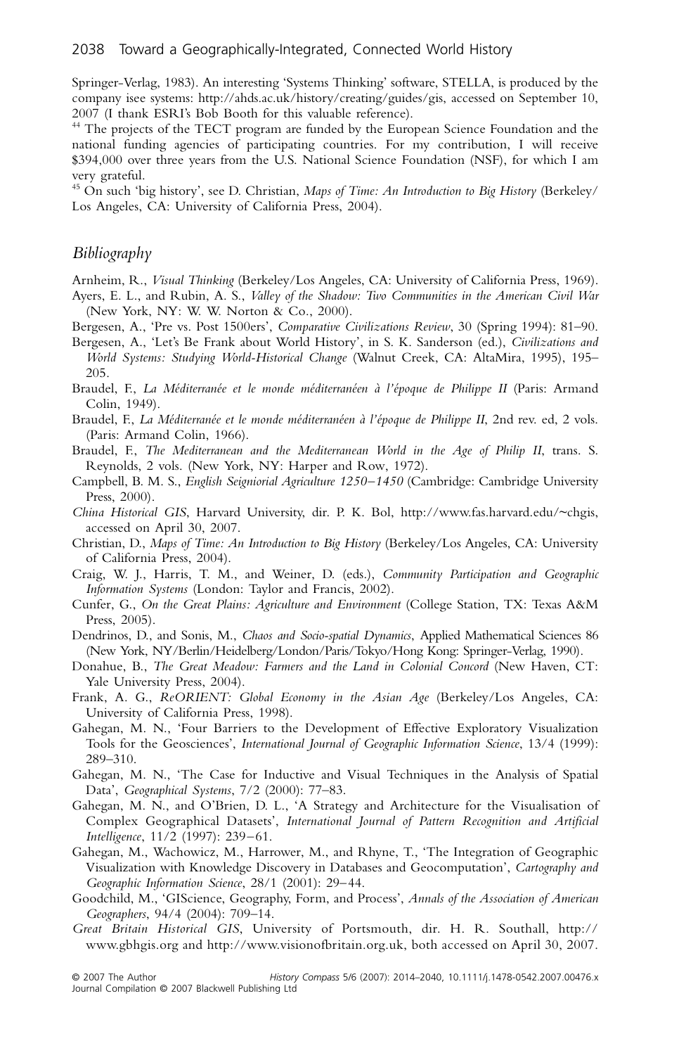Springer-Verlag, 1983). An interesting 'Systems Thinking' software, STELLA, is produced by the company isee systems: http://ahds.ac.uk/history/creating/guides/gis, accessed on September 10, 2007 (I thank ESRI's Bob Booth for this valuable reference).

[44] The projects of the TECT program are funded by the European Science Foundation and the national funding agencies of participating countries. For my contribution, I will receive $394,000 over three years from the U.S. National Science Foundation (NSF), for which I am very grateful.

[45] On such 'big history', see D. Christian, *Maps of Time: An Introduction to Big History* (Berkeley/Los Angeles, CA: University of California Press, 2004).

## Bibliography

Arnheim, R., *Visual Thinking* (Berkeley/Los Angeles, CA: University of California Press, 1969).

Ayers, E. L., and Rubin, A. S., *Valley of the Shadow: Two Communities in the American Civil War* (New York, NY: W. W. Norton & Co., 2000).

Bergesen, A., 'Pre vs. Post 1500ers', *Comparative Civilizations Review*, 30 (Spring 1994): 81–90.

Bergesen, A., 'Let's Be Frank about World History', in S. K. Sanderson (ed.), *Civilizations and World Systems: Studying World-Historical Change* (Walnut Creek, CA: AltaMira, 1995), 195–205.

Braudel, F., *La Méditeranée et le monde méditeranéen à l'époque de Philippe II* (Paris: Armand Colin, 1949).

Braudel, F., *La Méditeranée et le monde méditeranéen à l'époque de Philippe II*, 2nd rev. ed, 2 vols. (Paris: Armand Colin, 1966).

Braudel, F., *The Mediterranean and the Mediterranean World in the Age of Philip II*, trans. S. Reynolds, 2 vols. (New York, NY: Harper and Row, 1972).

Campbell, B. M. S., *English Seigniorial Agriculture 1250–1450* (Cambridge: Cambridge University Press, 2000).

*China Historical GIS*, Harvard University, dir. P. K. Bol, http://www.fas.harvard.edu/~chgis, accessed on April 30, 2007.

Christian, D., *Maps of Time: An Introduction to Big History* (Berkeley/Los Angeles, CA: University of California Press, 2004).

Craig, W. J., Harris, T. M., and Weiner, D. (eds.), *Community Participation and Geographic Information Systems* (London: Taylor and Francis, 2002).

Cunfer, G., *On the Great Plains: Agriculture and Environment* (College Station, TX: Texas A&M Press, 2005).

Dendrinos, D., and Sonis, M., *Chaos and Socio-spatial Dynamics*, Applied Mathematical Sciences 86 (New York, NY/Berlin/Heidelberg/London/Paris/Tokyo/Hong Kong: Springer-Verlag, 1990).

Donahue, B., *The Great Meadow: Farmers and the Land in Colonial Concord* (New Haven, CT: Yale University Press, 2004).

Frank, A. G., *ReORIENT: Global Economy in the Asian Age* (Berkeley/Los Angeles, CA: University of California Press, 1998).

Gahegan, M. N., 'Four Barriers to the Development of Effective Exploratory Visualization Tools for the Geosciences', *International Journal of Geographic Information Science*, 13/4 (1999): 289–310.

Gahegan, M. N., 'The Case for Inductive and Visual Techniques in the Analysis of Spatial Data', *Geographical Systems*, 7/2 (2000): 77–83.

Gahegan, M. N., and O'Brien, D. L., 'A Strategy and Architecture for the Visualisation of Complex Geographical Datasets', *International Journal of Pattern Recognition and Artificial Intelligence*, 11/2 (1997): 239–61.

Gahegan, M., Wachowicz, M., Harrower, M., and Rhyne, T., 'The Integration of Geographic Visualization with Knowledge Discovery in Databases and Geocomputation', *Cartography and Geographic Information Science*, 28/1 (2001): 29–44.

Goodchild, M., 'GIScience, Geography, Form, and Process', *Annals of the Association of American Geographers*, 94/4 (2004): 709–14.

*Great Britain Historical GIS*, University of Portsmouth, dir. H. R. Southall, http://www.gbhgis.org and http://www.visionofbritain.org.uk, both accessed on April 30, 2007.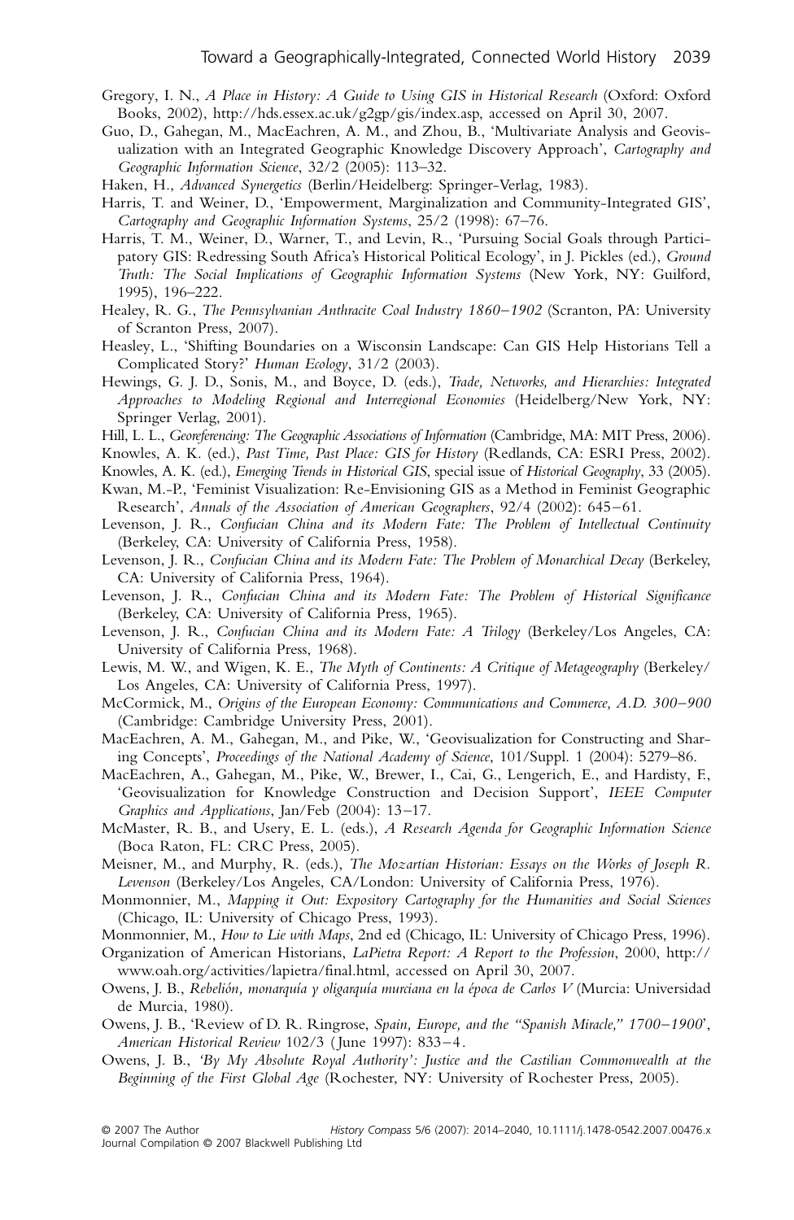Gregory, I. N., *A Place in History: A Guide to Using GIS in Historical Research* (Oxford: Oxford Books, 2002), http://hds.essex.ac.uk/g2gp/gis/index.asp, accessed on April 30, 2007.

Guo, D., Gahegan, M., MacEachren, A. M., and Zhou, B., 'Multivariate Analysis and Geovisualization with an Integrated Geographic Knowledge Discovery Approach', *Cartography and Geographic Information Science*, 32/2 (2005): 113–32.

Haken, H., *Advanced Synergetics* (Berlin/Heidelberg: Springer-Verlag, 1983).

Harris, T. and Weiner, D., 'Empowerment, Marginalization and Community-Integrated GIS', *Cartography and Geographic Information Systems*, 25/2 (1998): 67–76.

Harris, T. M., Weiner, D., Warner, T., and Levin, R., 'Pursuing Social Goals through Participatory GIS: Redressing South Africa's Historical Political Ecology', in J. Pickles (ed.), *Ground Truth: The Social Implications of Geographic Information Systems* (New York, NY: Guilford, 1995), 196–222.

Healey, R. G., *The Pennsylvanian Anthracite Coal Industry 1860–1902* (Scranton, PA: University of Scranton Press, 2007).

Heasley, L., 'Shifting Boundaries on a Wisconsin Landscape: Can GIS Help Historians Tell a Complicated Story?' *Human Ecology*, 31/2 (2003).

Hewings, G. J. D., Sonis, M., and Boyce, D. (eds.), *Trade, Networks, and Hierarchies: Integrated Approaches to Modeling Regional and Interregional Economies* (Heidelberg/New York, NY: Springer Verlag, 2001).

Hill, L. L., *Georeferencing: The Geographic Associations of Information* (Cambridge, MA: MIT Press, 2006).

Knowles, A. K. (ed.), *Past Time, Past Place: GIS for History* (Redlands, CA: ESRI Press, 2002).

Knowles, A. K. (ed.), *Emerging Trends in Historical GIS*, special issue of *Historical Geography*, 33 (2005).

Kwan, M.-P., 'Feminist Visualization: Re-Envisioning GIS as a Method in Feminist Geographic Research', *Annals of the Association of American Geographers*, 92/4 (2002): 645–61.

Levenson, J. R., *Confucian China and its Modern Fate: The Problem of Intellectual Continuity* (Berkeley, CA: University of California Press, 1958).

Levenson, J. R., *Confucian China and its Modern Fate: The Problem of Monarchical Decay* (Berkeley, CA: University of California Press, 1964).

Levenson, J. R., *Confucian China and its Modern Fate: The Problem of Historical Significance* (Berkeley, CA: University of California Press, 1965).

Levenson, J. R., *Confucian China and its Modern Fate: A Trilogy* (Berkeley/Los Angeles, CA: University of California Press, 1968).

Lewis, M. W., and Wigen, K. E., *The Myth of Continents: A Critique of Metageography* (Berkeley/Los Angeles, CA: University of California Press, 1997).

McCormick, M., *Origins of the European Economy: Communications and Commerce, A.D. 300–900* (Cambridge: Cambridge University Press, 2001).

MacEachren, A. M., Gahegan, M., and Pike, W., 'Geovisualization for Constructing and Sharing Concepts', *Proceedings of the National Academy of Science*, 101/Suppl. 1 (2004): 5279–86.

MacEachren, A., Gahegan, M., Pike, W., Brewer, I., Cai, G., Lengerich, E., and Hardisty, F., 'Geovisualization for Knowledge Construction and Decision Support', *IEEE Computer Graphics and Applications*, Jan/Feb (2004): 13–17.

McMaster, R. B., and Usery, E. L. (eds.), *A Research Agenda for Geographic Information Science* (Boca Raton, FL: CRC Press, 2005).

Meisner, M., and Murphy, R. (eds.), *The Mozartian Historian: Essays on the Works of Joseph R. Levenson* (Berkeley/Los Angeles, CA/London: University of California Press, 1976).

Monmonnier, M., *Mapping it Out: Expository Cartography for the Humanities and Social Sciences* (Chicago, IL: University of Chicago Press, 1993).

Monmonnier, M., *How to Lie with Maps*, 2nd ed (Chicago, IL: University of Chicago Press, 1996).

Organization of American Historians, *LaPietra Report: A Report to the Profession*, 2000, http://www.oah.org/activities/lapietra/final.html, accessed on April 30, 2007.

Owens, J. B., *Rebelión, monarquía y oligarquía murciana en la época de Carlos V* (Murcia: Universidad de Murcia, 1980).

Owens, J. B., 'Review of D. R. Ringrose, *Spain, Europe, and the "Spanish Miracle," 1700–1900*', *American Historical Review* 102/3 (June 1997): 833–4.

Owens, J. B., *'By My Absolute Royal Authority': Justice and the Castilian Commonwealth at the Beginning of the First Global Age* (Rochester, NY: University of Rochester Press, 2005).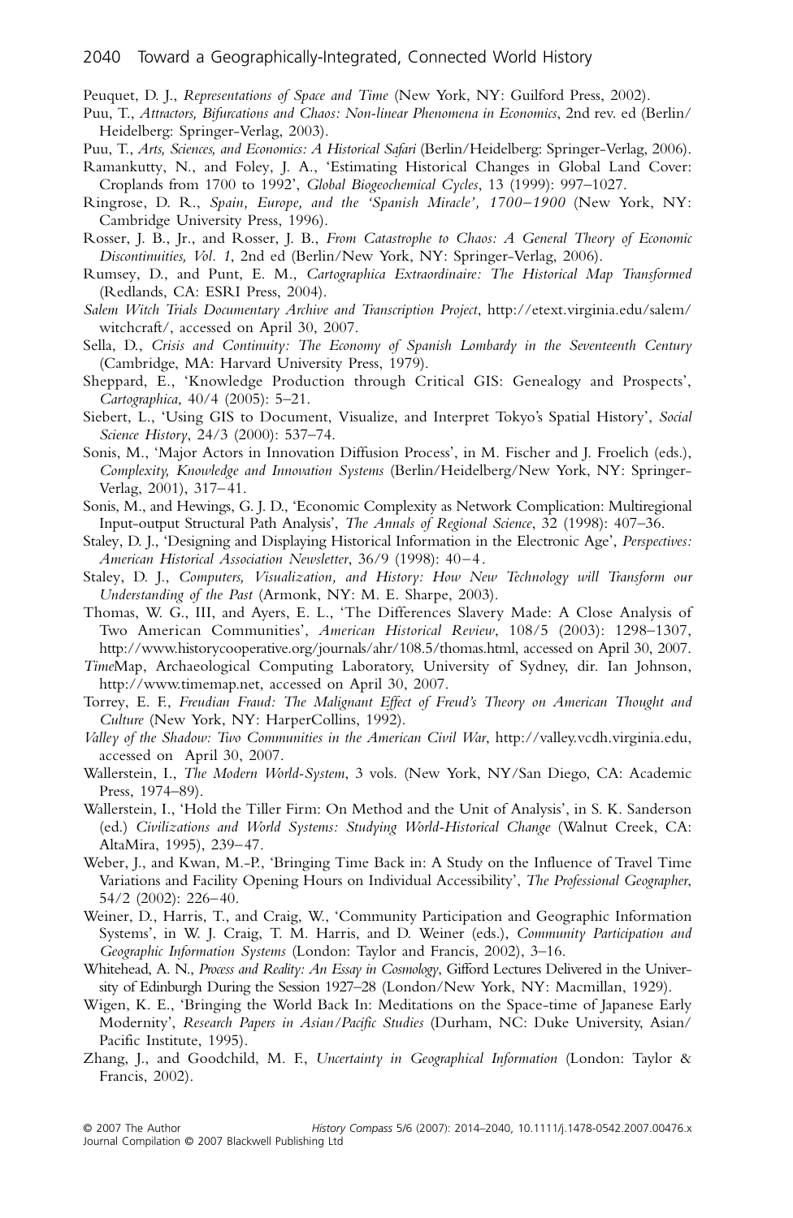Peuquet, D. J., *Representations of Space and Time* (New York, NY: Guilford Press, 2002).

Puu, T., *Attractors, Bifurcations and Chaos: Non-linear Phenomena in Economics*, 2nd rev. ed (Berlin/Heidelberg: Springer-Verlag, 2003).

Puu, T., *Arts, Sciences, and Economics: A Historical Safari* (Berlin/Heidelberg: Springer-Verlag, 2006).

Ramankutty, N., and Foley, J. A., 'Estimating Historical Changes in Global Land Cover: Croplands from 1700 to 1992', *Global Biogeochemical Cycles*, 13 (1999): 997–1027.

Ringrose, D. R., *Spain, Europe, and the 'Spanish Miracle', 1700–1900* (New York, NY: Cambridge University Press, 1996).

Rosser, J. B., Jr., and Rosser, J. B., *From Catastrophe to Chaos: A General Theory of Economic Discontinuities, Vol. 1*, 2nd ed (Berlin/New York, NY: Springer-Verlag, 2006).

Rumsey, D., and Punt, E. M., *Cartographica Extraordinaire: The Historical Map Transformed* (Redlands, CA: ESRI Press, 2004).

*Salem Witch Trials Documentary Archive and Transcription Project*, http://etext.virginia.edu/salem/witchcraft/, accessed on April 30, 2007.

Sella, D., *Crisis and Continuity: The Economy of Spanish Lombardy in the Seventeenth Century* (Cambridge, MA: Harvard University Press, 1979).

Sheppard, E., 'Knowledge Production through Critical GIS: Genealogy and Prospects', *Cartographica*, 40/4 (2005): 5–21.

Siebert, L., 'Using GIS to Document, Visualize, and Interpret Tokyo's Spatial History', *Social Science History*, 24/3 (2000): 537–74.

Sonis, M., 'Major Actors in Innovation Diffusion Process', in M. Fischer and J. Froelich (eds.), *Complexity, Knowledge and Innovation Systems* (Berlin/Heidelberg/New York, NY: Springer-Verlag, 2001), 317–41.

Sonis, M., and Hewings, G. J. D., 'Economic Complexity as Network Complication: Multiregional Input-output Structural Path Analysis', *The Annals of Regional Science*, 32 (1998): 407–36.

Staley, D. J., 'Designing and Displaying Historical Information in the Electronic Age', *Perspectives: American Historical Association Newsletter*, 36/9 (1998): 40–4.

Staley, D. J., *Computers, Visualization, and History: How New Technology will Transform our Understanding of the Past* (Armonk, NY: M. E. Sharpe, 2003).

Thomas, W. G., III, and Ayers, E. L., 'The Differences Slavery Made: A Close Analysis of Two American Communities', *American Historical Review*, 108/5 (2003): 1298–1307, http://www.historycooperative.org/journals/ahr/108.5/thomas.html, accessed on April 30, 2007.

*Time*Map, Archaeological Computing Laboratory, University of Sydney, dir. Ian Johnson, http://www.timemap.net, accessed on April 30, 2007.

Torrey, E. F., *Freudian Fraud: The Malignant Effect of Freud's Theory on American Thought and Culture* (New York, NY: HarperCollins, 1992).

*Valley of the Shadow: Two Communities in the American Civil War*, http://valley.vcdh.virginia.edu, accessed on April 30, 2007.

Wallerstein, I., *The Modern World-System*, 3 vols. (New York, NY/San Diego, CA: Academic Press, 1974–89).

Wallerstein, I., 'Hold the Tiller Firm: On Method and the Unit of Analysis', in S. K. Sanderson (ed.) *Civilizations and World Systems: Studying World-Historical Change* (Walnut Creek, CA: AltaMira, 1995), 239–47.

Weber, J., and Kwan, M.-P., 'Bringing Time Back in: A Study on the Influence of Travel Time Variations and Facility Opening Hours on Individual Accessibility', *The Professional Geographer*, 54/2 (2002): 226–40.

Weiner, D., Harris, T., and Craig, W., 'Community Participation and Geographic Information Systems', in W. J. Craig, T. M. Harris, and D. Weiner (eds.), *Community Participation and Geographic Information Systems* (London: Taylor and Francis, 2002), 3–16.

Whitehead, A. N., *Process and Reality: An Essay in Cosmology*, Gifford Lectures Delivered in the University of Edinburgh During the Session 1927–28 (London/New York, NY: Macmillan, 1929).

Wigen, K. E., 'Bringing the World Back In: Meditations on the Space-time of Japanese Early Modernity', *Research Papers in Asian/Pacific Studies* (Durham, NC: Duke University, Asian/Pacific Institute, 1995).

Zhang, J., and Goodchild, M. F., *Uncertainty in Geographical Information* (London: Taylor & Francis, 2002).